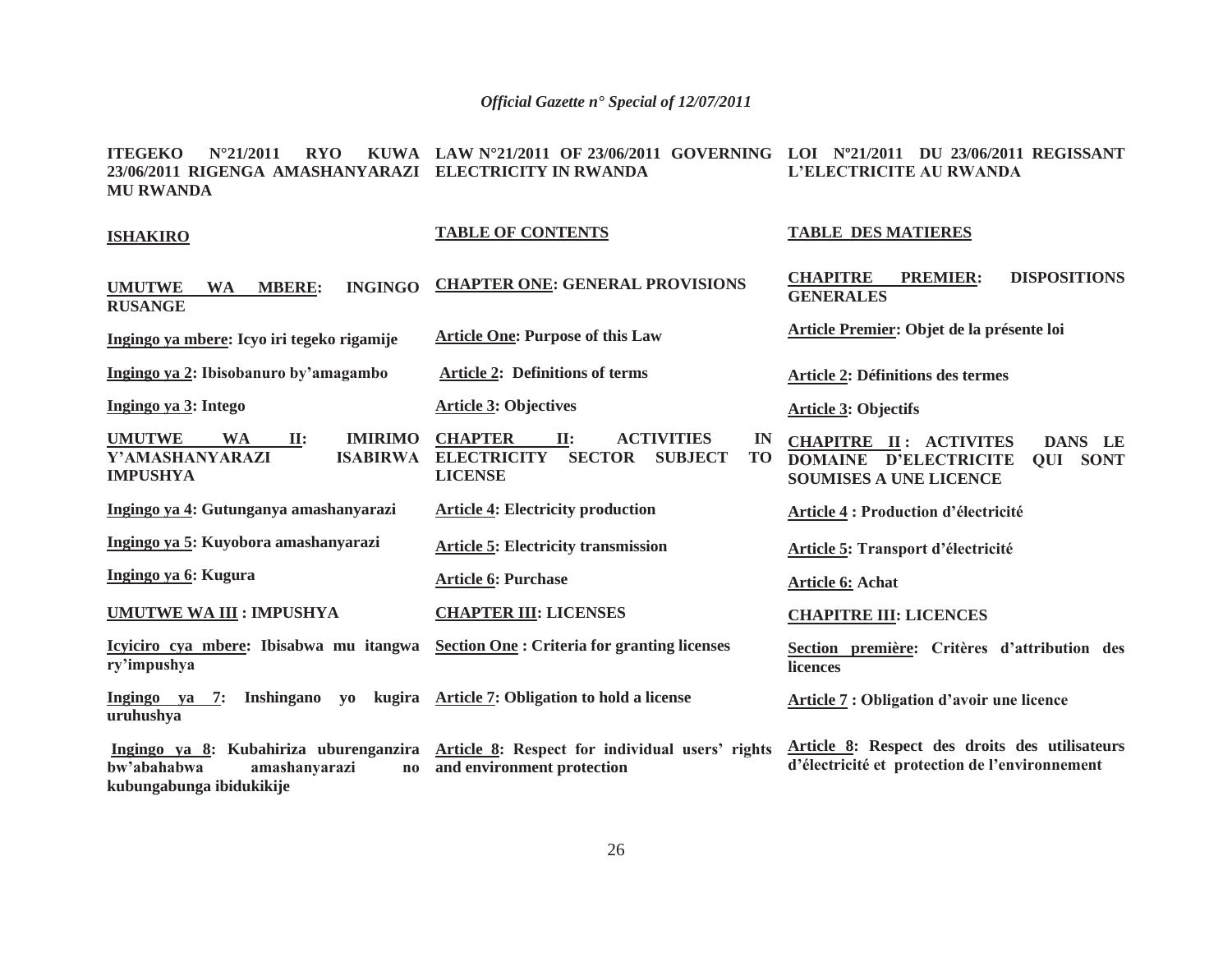ITEGEKO N°21/2011 RYO KUWA 23/06/2011 RIGENGA AMASHANYARAZI MU RWANDA

**ISHAKIRO**

**UMUTWE WA MBERE: INGINGO RUSANGE**

**Ingingo ya mbere: Icyo iri tegeko rigamije**

**Ingingo ya 2: Ibisobanuro by'amagambo**

**Ingingo ya 3: Intego**

**UMUTWE WA II: IMIRIMO Y'AMASHANYARAZI ISABIRWA IMPUSHYA**

**Ingingo ya 4: Gutunganya amashanyarazi**

**Ingingo ya 5: Kuyobora amashanyarazi**

**Ingingo ya 6: Kugura**

**UMUTWE WA III : IMPUSHYA**

**Icyiciro cya mbere: Ibisabwa mu itangwa ry'impushya**

**Ingingo ya 7: Inshingano yo kugira uruhushya**

**Ingingo ya 8: Kubahiriza uburenganzira bw'abahabwa amashanyarazi no kubungabunga ibidukikije**

LAW N°21/2011 OF 23/06/2011 GOVERNING ELECTRICITY IN RWANDA

**TABLE OF CONTENTS**

**CHAPTER ONE: GENERAL PROVISIONS**

**Article One: Purpose of this Law**

**Article 2: Definitions of terms**

**Article 3: Objectives**

**CHAPTER II: ACTIVITIES IN ELECTRICITY SECTOR SUBJECT TO LICENSE**

**Article 4: Electricity production**

**Article 5: Electricity transmission**

**Article 6: Purchase**

**CHAPTER III: LICENSES**

**Section One : Criteria for granting licenses**

**Article 7: Obligation to hold a license**

**Article 8: Respect for individual users' rights and environment protection**

LOI Nº21/2011 DU 23/06/2011 REGISSANT L'ELECTRICITE AU RWANDA

**TABLE DES MATIERES**

**CHAPITRE PREMIER: DISPOSITIONS GENERALES**

**Article Premier: Objet de la présente loi**

**Article 2: Définitions des termes**

**Article 3: Objectifs**

**CHAPITRE II : ACTIVITES DANS LE DOMAINE D'ELECTRICITE QUI SONT SOUMISES A UNE LICENCE**

**Article 4 : Production d'électricité**

**Article 5: Transport d'électricité**

**Article 6: Achat**

**CHAPITRE III: LICENCES**

**Section première: Critères d'attribution des licences**

**Article 7 : Obligation d'avoir une licence**

**Article 8: Respect des droits des utilisateurs d'électricité et protection de l'environnement**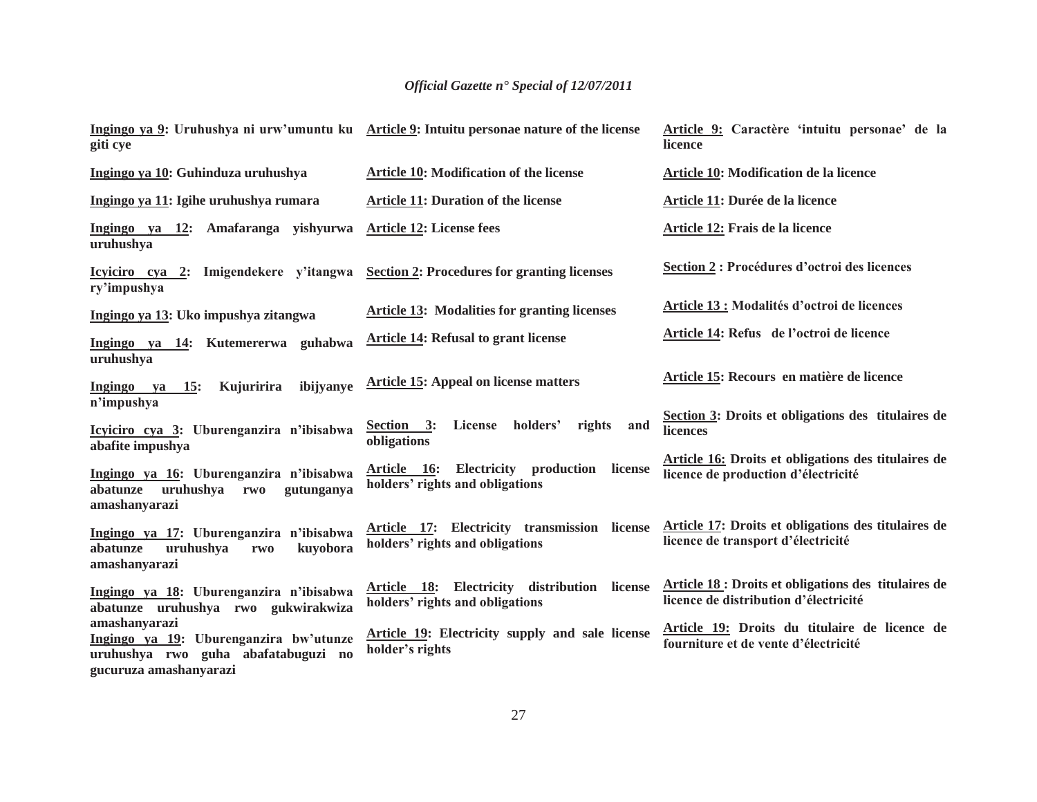**Ingingo ya 9: Uruhushya ni urw'umuntu ku giti cye**

**Ingingo ya 10: Guhinduza uruhushya**

**Ingingo ya 11: Igihe uruhushya rumara**

**Ingingo ya 12: Amafaranga yishyurwa uruhushya**

**Icyiciro cya 2: Imigendekere y'itangwa ry'impushya**

**Ingingo ya 13: Uko impushya zitangwa**

**Ingingo ya 14: Kutemererwa guhabwa uruhushya**

**Ingingo ya 15: Kujuririra ibijyanye n'impushya**

**Icyiciro cya 3: Uburenganzira n'ibisabwa abafite impushya**

**Ingingo ya 16: Uburenganzira n'ibisabwa abatunze uruhushya rwo gutunganya amashanyarazi**

**Ingingo ya 17: Uburenganzira n'ibisabwa abatunze uruhushya rwo kuyobora amashanyarazi**

**Ingingo ya 18: Uburenganzira n'ibisabwa abatunze uruhushya rwo gukwirakwiza amashanyarazi**

**Ingingo ya 19: Uburenganzira bw'utunze uruhushya rwo guha abafatabuguzi no gucuruza amashanyarazi**

**Article 9: Intuitu personae nature of the license**

**Article 10: Modification of the license**

**Article 11: Duration of the license**

**Article 12: License fees**

**Section 2: Procedures for granting licenses**

**Article 13: Modalities for granting licenses**

**Article 14: Refusal to grant license**

**Article 15: Appeal on license matters**

**Section 3: License holders' rights and obligations**

**Article 16: Electricity production license holders' rights and obligations**

**Article 17: Electricity transmission license holders' rights and obligations**

**Article 18: Electricity distribution license holders' rights and obligations**

**Article 19: Electricity supply and sale license holder's rights**

**Article 9: Caractère 'intuitu personae' de la licence**

**Article 10: Modification de la licence**

**Article 11: Durée de la licence**

**Article 12: Frais de la licence**

**Section 2 : Procédures d'octroi des licences**

**Article 13 : Modalités d'octroi de licences**

**Article 14: Refus de l'octroi de licence**

**Article 15: Recours en matière de licence**

**Section 3: Droits et obligations des titulaires de licences**

**Article 16: Droits et obligations des titulaires de licence de production d'électricité**

**Article 17: Droits et obligations des titulaires de licence de transport d'électricité**

**Article 18 : Droits et obligations des titulaires de licence de distribution d'électricité**

**Article 19: Droits du titulaire de licence de fourniture et de vente d'électricité**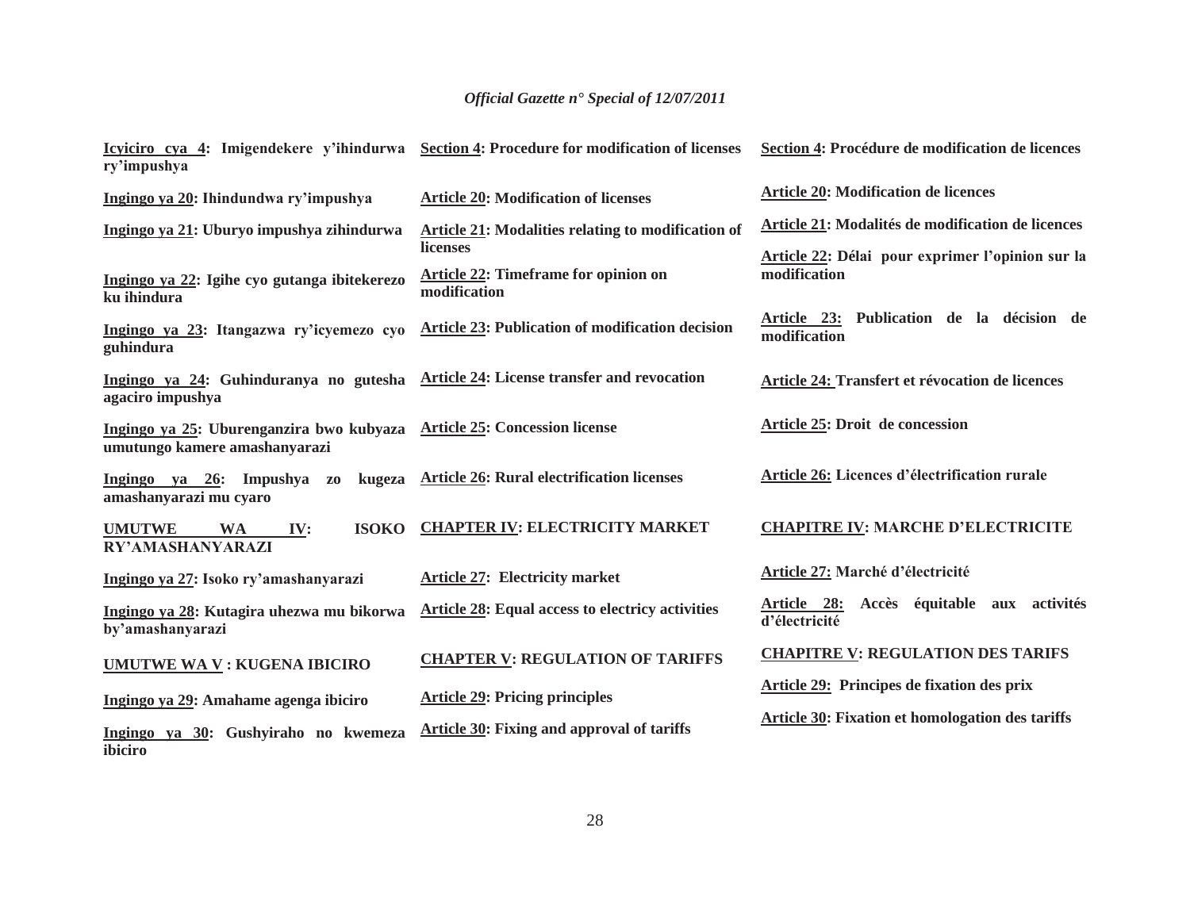**Icyiciro cya 4: Imigendekere y'ihindurwa ry'impushya**

**Ingingo ya 20: Ihindundwa ry'impushya**

**Ingingo ya 21: Uburyo impushya zihindurwa**

**Ingingo ya 22: Igihe cyo gutanga ibitekerezo ku ihindura**

**Ingingo ya 23: Itangazwa ry'icyemezo cyo guhindura**

**Ingingo ya 24: Guhinduranya no gutesha agaciro impushya**

**Ingingo ya 25: Uburenganzira bwo kubyaza umutungo kamere amashanyarazi**

**Ingingo ya 26: Impushya zo kugeza amashanyarazi mu cyaro**

**UMUTWE WA IV: ISOKO RY'AMASHANYARAZI**

**Ingingo ya 27: Isoko ry'amashanyarazi**

**Ingingo ya 28: Kutagira uhezwa mu bikorwa by'amashanyarazi**

**UMUTWE WA V : KUGENA IBICIRO**

**Ingingo ya 29: Amahame agenga ibiciro**

**Ingingo ya 30: Gushyiraho no kwemeza ibiciro**

**Section 4: Procedure for modification of licenses**

**Article 20: Modification of licenses**

**Article 21: Modalities relating to modification of licenses**

**Article 22: Timeframe for opinion on modification**

**Article 23: Publication of modification decision**

**Article 24: License transfer and revocation**

**Article 25: Concession license**

**Article 26: Rural electrification licenses**

**CHAPTER IV: ELECTRICITY MARKET**

**Article 27: Electricity market**

**Article 28: Equal access to electricy activities**

**CHAPTER V: REGULATION OF TARIFFS**

**Article 29: Pricing principles**

**Article 30: Fixing and approval of tariffs**

**Section 4: Procédure de modification de licences**

**Article 20: Modification de licences**

**Article 21: Modalités de modification de licences**

**Article 22: Délai pour exprimer l'opinion sur la modification**

**Article 23: Publication de la décision de modification**

**Article 24: Transfert et révocation de licences**

**Article 25: Droit de concession**

**Article 26: Licences d'électrification rurale**

**CHAPITRE IV: MARCHE D'ELECTRICITE**

**Article 27: Marché d'électricité**

**Article 28: Accès équitable aux activités d'électricité**

**CHAPITRE V: REGULATION DES TARIFS**

**Article 29: Principes de fixation des prix**

**Article 30: Fixation et homologation des tariffs**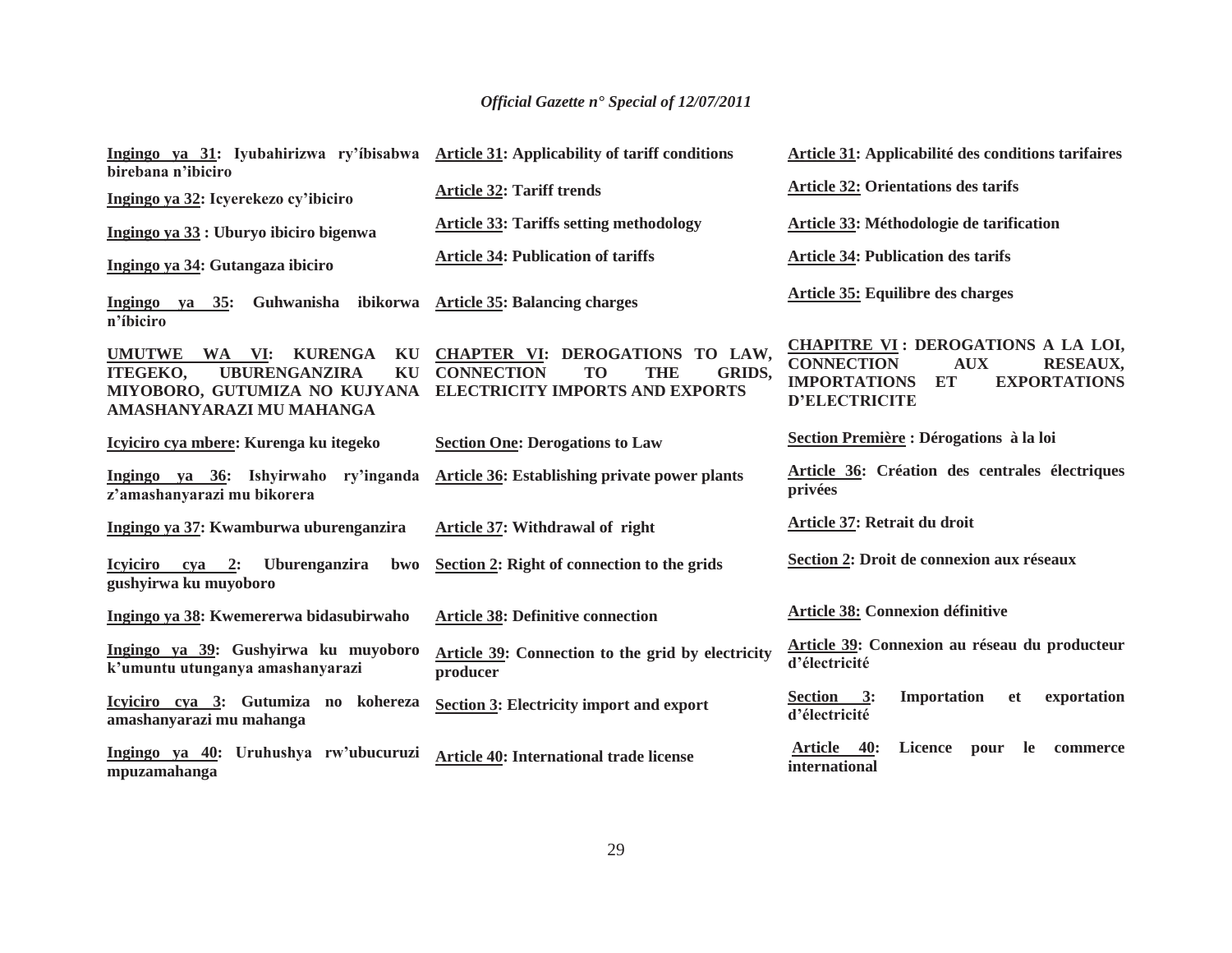**Ingingo ya 31: Iyubahirizwa ry'íbisabwa birebana n'ibiciro**

**Ingingo ya 32: Icyerekezo cy'ibiciro**

**Ingingo ya 33 : Uburyo ibiciro bigenwa**

**Ingingo ya 34: Gutangaza ibiciro**

**Ingingo ya 35: Guhwanisha ibikorwa n'íbiciro**

**UMUTWE WA VI: KURENGA KU ITEGEKO, UBURENGANZIRA KU MIYOBORO, GUTUMIZA NO KUJYANA AMASHANYARAZI MU MAHANGA**

**Icyiciro cya mbere: Kurenga ku itegeko**

**Ingingo ya 36: Ishyirwaho ry'inganda z'amashanyarazi mu bikorera**

**Ingingo ya 37: Kwamburwa uburenganzira**

**Icyiciro cya 2: Uburenganzira bwo gushyirwa ku muyoboro**

**Ingingo ya 38: Kwemererwa bidasubirwaho**

**Ingingo ya 39: Gushyirwa ku muyoboro k'umuntu utunganya amashanyarazi**

**Icyiciro cya 3: Gutumiza no kohereza amashanyarazi mu mahanga**

**Ingingo ya 40: Uruhushya rw'ubucuruzi mpuzamahanga**

**Article 31: Applicability of tariff conditions**

**Article 32: Tariff trends**

**Article 33: Tariffs setting methodology**

**Article 34: Publication of tariffs**

**Article 35: Balancing charges**

**CHAPTER VI: DEROGATIONS TO LAW, CONNECTION TO THE GRIDS, ELECTRICITY IMPORTS AND EXPORTS**

**Section One: Derogations to Law**

**Article 36: Establishing private power plants**

**Article 37: Withdrawal of right**

**Section 2: Right of connection to the grids**

**Article 38: Definitive connection**

**Article 39: Connection to the grid by electricity producer**

**Section 3: Electricity import and export**

**Article 40: International trade license**

**Article 31: Applicabilité des conditions tarifaires**

**Article 32: Orientations des tarifs**

**Article 33: Méthodologie de tarification**

**Article 34: Publication des tarifs**

**Article 35: Equilibre des charges**

**CHAPITRE VI : DEROGATIONS A LA LOI, CONNECTION AUX RESEAUX, IMPORTATIONS ET EXPORTATIONS D'ELECTRICITE**

**Section Première : Dérogations à la loi**

**Article 36: Création des centrales électriques privées**

**Article 37: Retrait du droit**

**Section 2: Droit de connexion aux réseaux**

**Article 38: Connexion définitive**

**Article 39: Connexion au réseau du producteur d'électricité**

**Section 3: Importation et exportation d'électricité**

**Article 40: Licence pour le commerce international**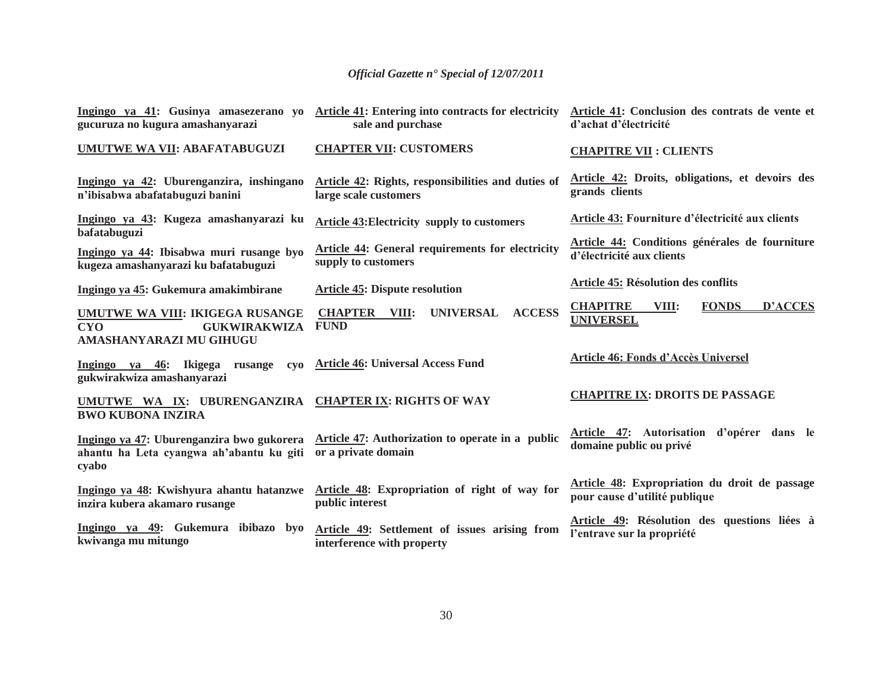| | | |
|---|---|---|
| **Ingingo ya 41: Gusinya amasezerano yo gucuruza no kugura amashanyarazi** | **Article 41: Entering into contracts for electricity sale and purchase** | **Article 41: Conclusion des contrats de vente et d'achat d'électricité** |
| **UMUTWE WA VII: ABAFATABUGUZI** | **CHAPTER VII: CUSTOMERS** | **CHAPITRE VII : CLIENTS** |
| **Ingingo ya 42: Uburenganzira, inshingano n'ibisabwa abafatabuguzi banini** | **Article 42: Rights, responsibilities and duties of large scale customers** | **Article 42: Droits, obligations, et devoirs des grands clients** |
| **Ingingo ya 43: Kugeza amashanyarazi ku bafatabuguzi** | **Article 43:Electricity supply to customers** | **Article 43: Fourniture d'électricité aux clients** |
| **Ingingo ya 44: Ibisabwa muri rusange byo kugeza amashanyarazi ku bafatabuguzi** | **Article 44: General requirements for electricity supply to customers** | **Article 44: Conditions générales de fourniture d'électricité aux clients** |
| **Ingingo ya 45: Gukemura amakimbirane** | **Article 45: Dispute resolution** | **Article 45: Résolution des conflits** |
| **UMUTWE WA VIII: IKIGEGA RUSANGE CYO GUKWIRAKWIZA AMASHANYARAZI MU GIHUGU** | **CHAPTER VIII: UNIVERSAL ACCESS FUND** | **CHAPITRE VIII: FONDS D'ACCES UNIVERSEL** |
| **Ingingo ya 46: Ikigega rusange cyo gukwirakwiza amashanyarazi** | **Article 46: Universal Access Fund** | **Article 46: Fonds d'Accès Universel** |
| **UMUTWE WA IX: UBURENGANZIRA BWO KUBONA INZIRA** | **CHAPTER IX: RIGHTS OF WAY** | **CHAPITRE IX: DROITS DE PASSAGE** |
| **Ingingo ya 47: Uburenganzira bwo gukorera ahantu ha Leta cyangwa ah'abantu ku giti cyabo** | **Article 47: Authorization to operate in a public or a private domain** | **Article 47: Autorisation d'opérer dans le domaine public ou privé** |
| **Ingingo ya 48: Kwishyura ahantu hatanzwe inzira kubera akamaro rusange** | **Article 48: Expropriation of right of way for public interest** | **Article 48: Expropriation du droit de passage pour cause d'utilité publique** |
| **Ingingo ya 49: Gukemura ibibazo byo kwivanga mu mitungo** | **Article 49: Settlement of issues arising from interference with property** | **Article 49: Résolution des questions liées à l'entrave sur la propriété** |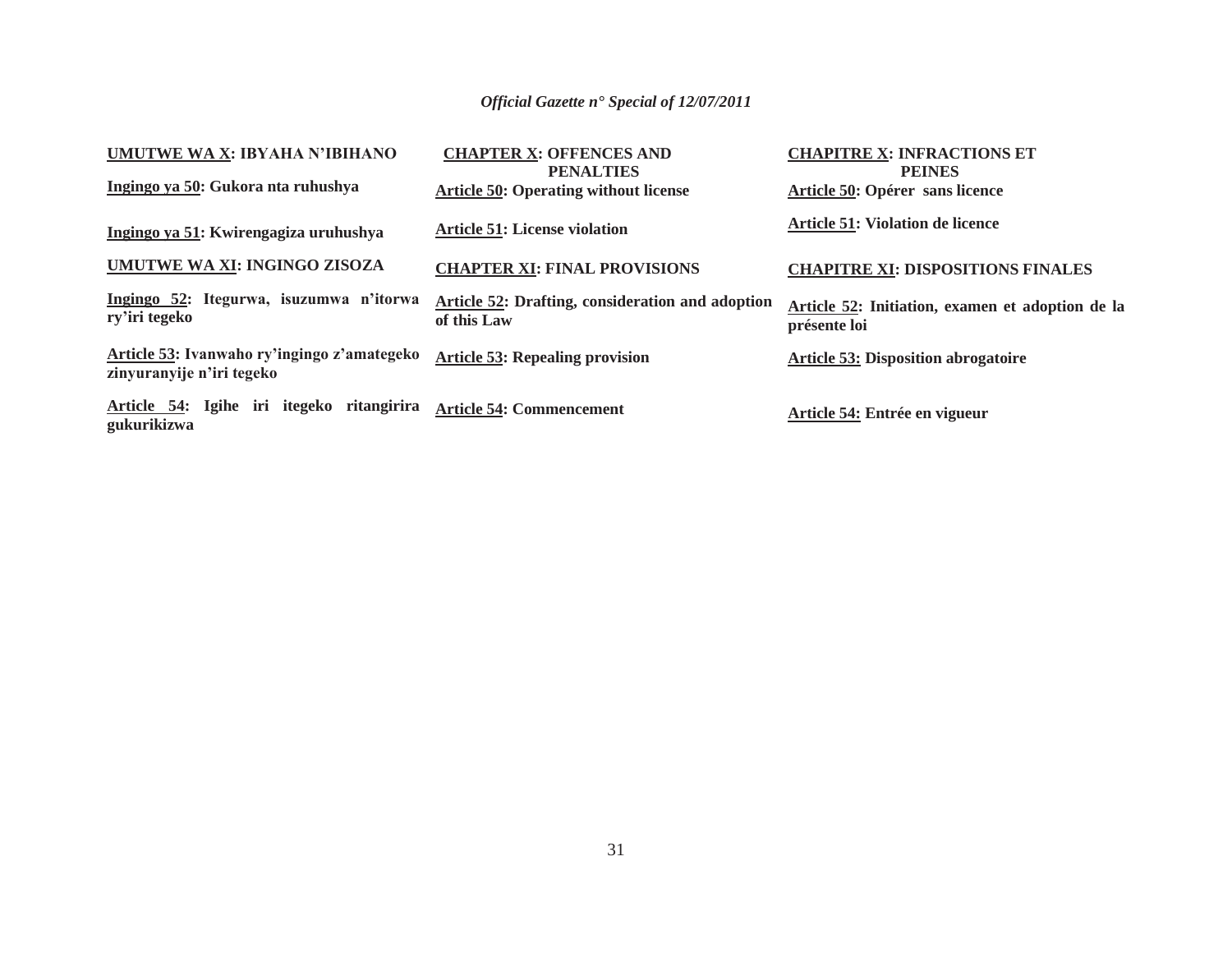| UMUTWE WA X: IBYAHA N'IBIHANO | CHAPTER X: OFFENCES AND PENALTIES | CHAPITRE X: INFRACTIONS ET PEINES |
|---|---|---|
| Ingingo ya 50: Gukora nta ruhushya | Article 50: Operating without license | Article 50: Opérer sans licence |
| Ingingo ya 51: Kwirengagiza uruhushya | Article 51: License violation | Article 51: Violation de licence |
| UMUTWE WA XI: INGINGO ZISOZA | CHAPTER XI: FINAL PROVISIONS | CHAPITRE XI: DISPOSITIONS FINALES |
| Ingingo 52: Itegurwa, isuzumwa n'itorwa ry'iri tegeko | Article 52: Drafting, consideration and adoption of this Law | Article 52: Initiation, examen et adoption de la présente loi |
| Article 53: Ivanwaho ry'ingingo z'amategeko zinyuranyije n'iri tegeko | Article 53: Repealing provision | Article 53: Disposition abrogatoire |
| Article 54: Igihe iri itegeko ritangirira gukurikizwa | Article 54: Commencement | Article 54: Entrée en vigueur |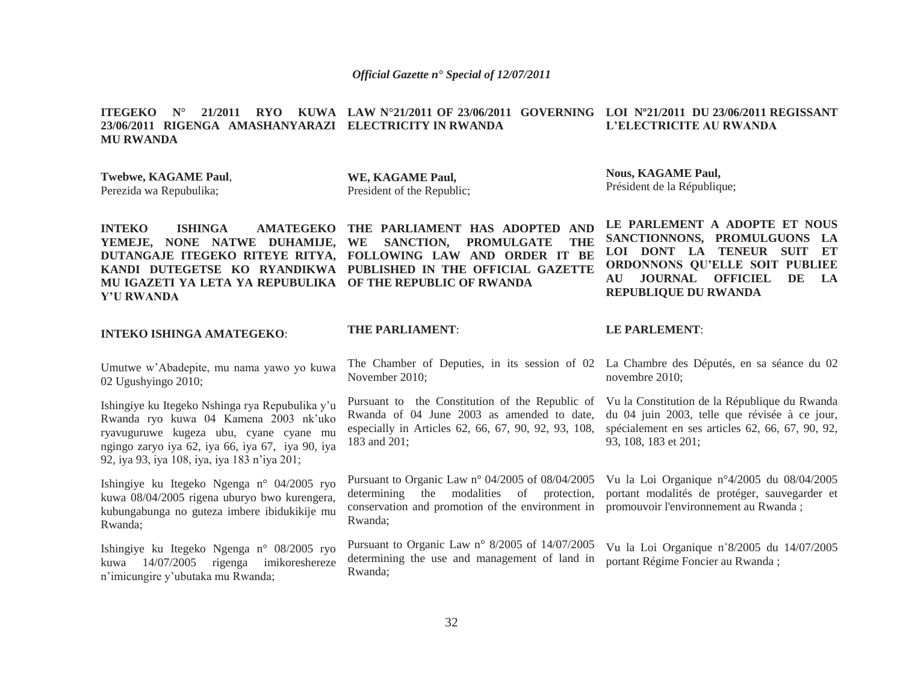**ITEGEKO N° 21/2011 RYO KUWA 23/06/2011 RIGENGA AMASHANYARAZI MU RWANDA**

**Twebwe, KAGAME Paul**,
Perezida wa Repubulika;

**INTEKO ISHINGA AMATEGEKO YEMEJE, NONE NATWE DUHAMIJE, DUTANGAJE ITEGEKO RITEYE RITYA, KANDI DUTEGETSE KO RYANDIKWA MU IGAZETI YA LETA YA REPUBULIKA Y'U RWANDA**

**INTEKO ISHINGA AMATEGEKO**:

Umutwe w'Abadepite, mu nama yawo yo kuwa 02 Ugushyingo 2010;

Ishingiye ku Itegeko Nshinga rya Repubulika y'u Rwanda ryo kuwa 04 Kamena 2003 nk'uko ryavuguruwe kugeza ubu, cyane cyane mu ngingo zaryo iya 62, iya 66, iya 67, iya 90, iya 92, iya 93, iya 108, iya, iya 183 n'iya 201;

Ishingiye ku Itegeko Ngenga n° 04/2005 ryo kuwa 08/04/2005 rigena uburyo bwo kurengera, kubungabunga no guteza imbere ibidukikije mu Rwanda;

Ishingiye ku Itegeko Ngenga n° 08/2005 ryo kuwa 14/07/2005 rigenga imikoreshereze n'imicungire y'ubutaka mu Rwanda;

**LAW N°21/2011 OF 23/06/2011 GOVERNING ELECTRICITY IN RWANDA**

**WE, KAGAME Paul,**
President of the Republic;

**THE PARLIAMENT HAS ADOPTED AND WE SANCTION, PROMULGATE THE FOLLOWING LAW AND ORDER IT BE PUBLISHED IN THE OFFICIAL GAZETTE OF THE REPUBLIC OF RWANDA**

**THE PARLIAMENT**:

The Chamber of Deputies, in its session of 02 November 2010;

Pursuant to the Constitution of the Republic of Rwanda of 04 June 2003 as amended to date, especially in Articles 62, 66, 67, 90, 92, 93, 108, 183 and 201;

Pursuant to Organic Law n° 04/2005 of 08/04/2005 determining the modalities of protection, conservation and promotion of the environment in Rwanda;

Pursuant to Organic Law n° 8/2005 of 14/07/2005 determining the use and management of land in Rwanda;

**LOI Nº21/2011 DU 23/06/2011 REGISSANT L'ELECTRICITE AU RWANDA**

**Nous, KAGAME Paul,**
Président de la République;

**LE PARLEMENT A ADOPTE ET NOUS SANCTIONNONS, PROMULGUONS LA LOI DONT LA TENEUR SUIT ET ORDONNONS QU'ELLE SOIT PUBLIEE AU JOURNAL OFFICIEL DE LA REPUBLIQUE DU RWANDA**

**LE PARLEMENT**:

La Chambre des Députés, en sa séance du 02 novembre 2010;

Vu la Constitution de la République du Rwanda du 04 juin 2003, telle que révisée à ce jour, spécialement en ses articles 62, 66, 67, 90, 92, 93, 108, 183 et 201;

Vu la Loi Organique n°4/2005 du 08/04/2005 portant modalités de protéger, sauvegarder et promouvoir l'environnement au Rwanda ;

Vu la Loi Organique n°8/2005 du 14/07/2005 portant Régime Foncier au Rwanda ;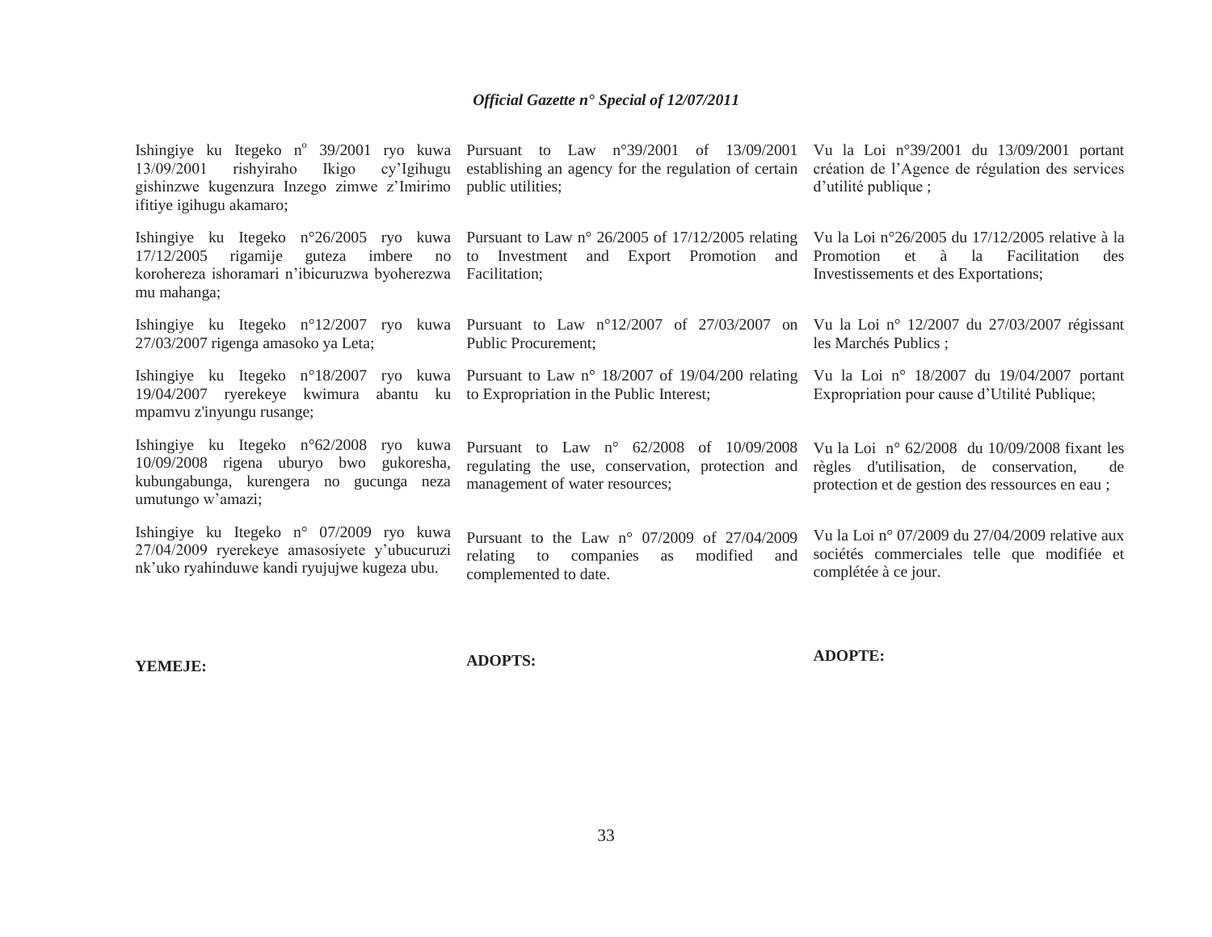| | | |
|---|---|---|
| Ishingiye ku Itegeko n° 39/2001 ryo kuwa 13/09/2001 rishyiraho Ikigo cy'Igihugu gishinzwe kugenzura Inzego zimwe z'Imirimo ifitiye igihugu akamaro; | Pursuant to Law n°39/2001 of 13/09/2001 establishing an agency for the regulation of certain public utilities; | Vu la Loi n°39/2001 du 13/09/2001 portant création de l'Agence de régulation des services d'utilité publique ; |
| Ishingiye ku Itegeko n°26/2005 ryo kuwa 17/12/2005 rigamije guteza imbere no korohereza ishoramari n'ibicuruzwa byoherezwa mu mahanga; | Pursuant to Law n° 26/2005 of 17/12/2005 relating to Investment and Export Promotion and Facilitation; | Vu la Loi n°26/2005 du 17/12/2005 relative à la Promotion et à la Facilitation des Investissements et des Exportations; |
| Ishingiye ku Itegeko n°12/2007 ryo kuwa 27/03/2007 rigenga amasoko ya Leta; | Pursuant to Law n°12/2007 of 27/03/2007 on Public Procurement; | Vu la Loi n° 12/2007 du 27/03/2007 régissant les Marchés Publics ; |
| Ishingiye ku Itegeko n°18/2007 ryo kuwa 19/04/2007 ryerekeye kwimura abantu ku mpamvu z'inyungu rusange; | Pursuant to Law n° 18/2007 of 19/04/200 relating to Expropriation in the Public Interest; | Vu la Loi n° 18/2007 du 19/04/2007 portant Expropriation pour cause d'Utilité Publique; |
| Ishingiye ku Itegeko n°62/2008 ryo kuwa 10/09/2008 rigena uburyo bwo gukoresha, kubungabunga, kurengera no gucunga neza umutungo w'amazi; | Pursuant to Law n° 62/2008 of 10/09/2008 regulating the use, conservation, protection and management of water resources; | Vu la Loi n° 62/2008 du 10/09/2008 fixant les règles d'utilisation, de conservation, de protection et de gestion des ressources en eau ; |
| Ishingiye ku Itegeko n° 07/2009 ryo kuwa 27/04/2009 ryerekeye amasosiyete y'ubucuruzi nk'uko ryahinduwe kandi ryujujwe kugeza ubu. | Pursuant to the Law n° 07/2009 of 27/04/2009 relating to companies as modified and complemented to date. | Vu la Loi n° 07/2009 du 27/04/2009 relative aux sociétés commerciales telle que modifiée et complétée à ce jour. |
| **YEMEJE:** | **ADOPTS:** | **ADOPTE:** |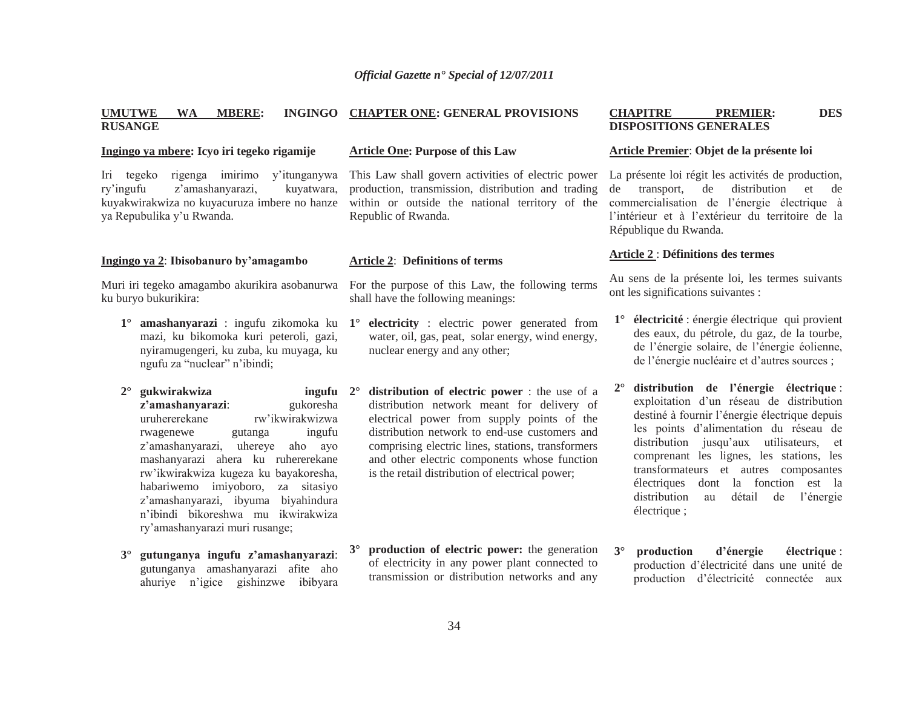## UMUTWE WA MBERE: INGINGO RUSANGE

### Ingingo ya mbere: Icyo iri tegeko rigamije

Iri tegeko rigenga imirimo y'itunganywa ry'ingufu z'amashanyarazi, kuyatwara, kuyakwirakwiza no kuyacuruza imbere no hanze ya Repubulika y'u Rwanda.

### Ingingo ya 2: Ibisobanuro by'amagambo

Muri iri tegeko amagambo akurikira asobanurwa ku buryo bukurikira:

1° **amashanyarazi** : ingufu zikomoka ku mazi, ku bikomoka kuri peteroli, gazi, nyiramugengeri, ku zuba, ku muyaga, ku ngufu za "nuclear" n'ibindi;

2° **gukwirakwiza ingufu z'amashanyarazi**: gukoresha uruhererekane rw'ikwirakwizwa rwagenewe gutanga ingufu z'amashanyarazi, uhereye aho ayo mashanyarazi ahera ku ruhererekane rw'ikwirakwiza kugeza ku bayakoresha, habariwemo imiyoboro, za sitasiyo z'amashanyarazi, ibyuma biyahindura n'ibindi bikoreshwa mu ikwirakwiza ry'amashanyarazi muri rusange;

3° **gutunganya ingufu z'amashanyarazi**: gutunganya amashanyarazi afite aho ahuriye n'igice gishinzwe ibibyara

## CHAPTER ONE: GENERAL PROVISIONS

### Article One: Purpose of this Law

This Law shall govern activities of electric power production, transmission, distribution and trading within or outside the national territory of the Republic of Rwanda.

### Article 2: Definitions of terms

For the purpose of this Law, the following terms shall have the following meanings:

1° **electricity** : electric power generated from water, oil, gas, peat, solar energy, wind energy, nuclear energy and any other;

2° **distribution of electric power** : the use of a distribution network meant for delivery of electrical power from supply points of the distribution network to end-use customers and comprising electric lines, stations, transformers and other electric components whose function is the retail distribution of electrical power;

3° **production of electric power:** the generation of electricity in any power plant connected to transmission or distribution networks and any

## CHAPITRE PREMIER: DES DISPOSITIONS GENERALES

### Article Premier: Objet de la présente loi

La présente loi régit les activités de production, de transport, de distribution et de commercialisation de l'énergie électrique à l'intérieur et à l'extérieur du territoire de la République du Rwanda.

### Article 2 : Définitions des termes

Au sens de la présente loi, les termes suivants ont les significations suivantes :

1° **électricité** : énergie électrique qui provient des eaux, du pétrole, du gaz, de la tourbe, de l'énergie solaire, de l'énergie éolienne, de l'énergie nucléaire et d'autres sources ;

2° **distribution de l'énergie électrique** : exploitation d'un réseau de distribution destiné à fournir l'énergie électrique depuis les points d'alimentation du réseau de distribution jusqu'aux utilisateurs, et comprenant les lignes, les stations, les transformateurs et autres composantes électriques dont la fonction est la distribution au détail de l'énergie électrique ;

3° **production d'énergie électrique** : production d'électricité dans une unité de production d'électricité connectée aux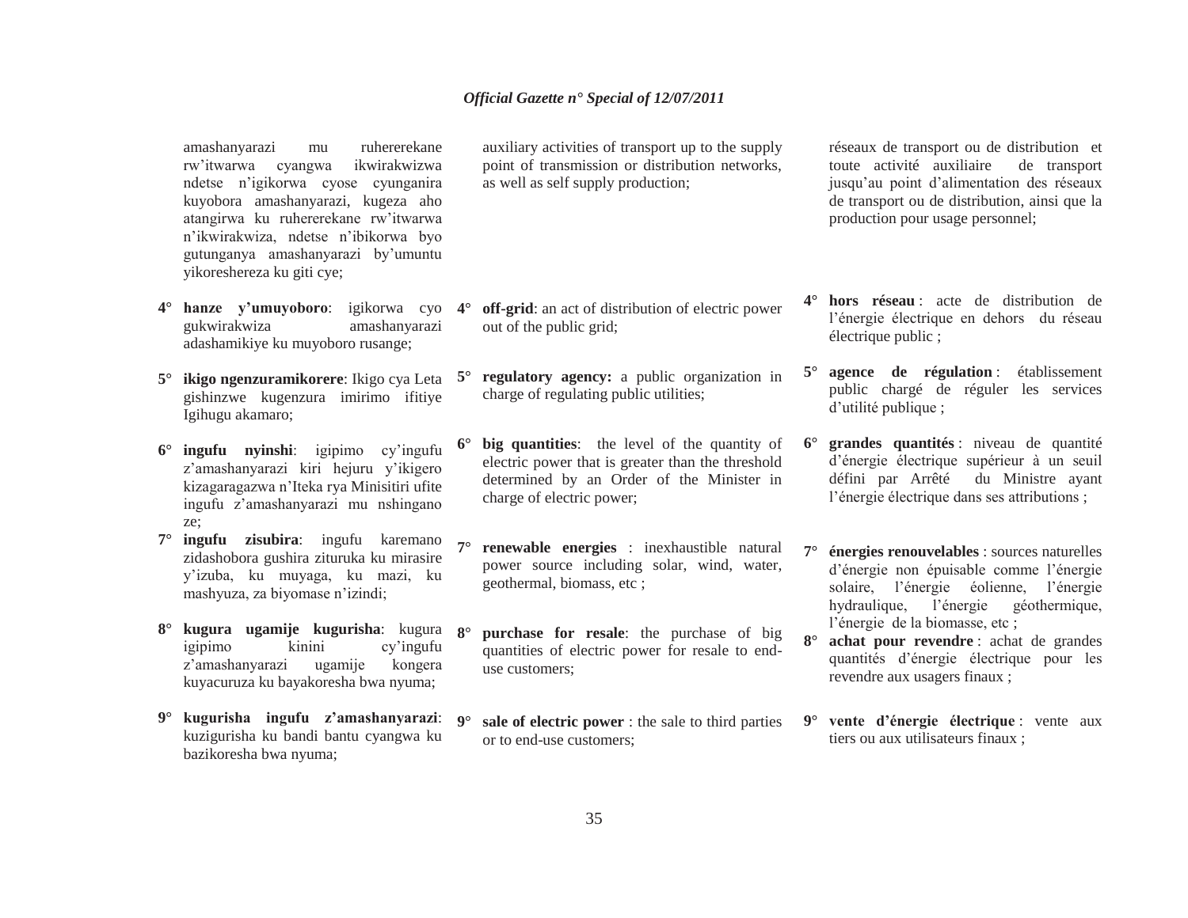amashanyarazi mu ruhererekane rw'itwarwa cyangwa ikwirakwizwa ndetse n'igikorwa cyose cyunganira kuyobora amashanyarazi, kugeza aho atangirwa ku ruhererekane rw'itwarwa n'ikwirakwiza, ndetse n'ibikorwa byo gutunganya amashanyarazi by'umuntu yikoreshereza ku giti cye;

4° **hanze y'umuyoboro**: igikorwa cyo gukwirakwiza amashanyarazi adashamikiye ku muyoboro rusange;

5° **ikigo ngenzuramikorere**: Ikigo cya Leta gishinzwe kugenzura imirimo ifitiye Igihugu akamaro;

6° **ingufu nyinshi**: igipimo cy'ingufu z'amashanyarazi kiri hejuru y'ikigero kizagaragazwa n'Iteka rya Minisitiri ufite ingufu z'amashanyarazi mu nshingano ze;

7° **ingufu zisubira**: ingufu karemano zidashobora gushira zituruka ku mirasire y'izuba, ku muyaga, ku mazi, ku mashyuza, za biyomase n'izindi;

8° **kugura ugamije kugurisha**: kugura igipimo kinini cy'ingufu z'amashanyarazi ugamije kongera kuyacuruza ku bayakoresha bwa nyuma;

9° **kugurisha ingufu z'amashanyarazi**: kuzigurisha ku bandi bantu cyangwa ku bazikoresha bwa nyuma;

auxiliary activities of transport up to the supply point of transmission or distribution networks, as well as self supply production;

4° **off-grid**: an act of distribution of electric power out of the public grid;

5° **regulatory agency:** a public organization in charge of regulating public utilities;

6° **big quantities**: the level of the quantity of electric power that is greater than the threshold determined by an Order of the Minister in charge of electric power;

7° **renewable energies** : inexhaustible natural power source including solar, wind, water, geothermal, biomass, etc ;

8° **purchase for resale**: the purchase of big quantities of electric power for resale to end-use customers;

9° **sale of electric power** : the sale to third parties or to end-use customers;

réseaux de transport ou de distribution et toute activité auxiliaire de transport jusqu'au point d'alimentation des réseaux de transport ou de distribution, ainsi que la production pour usage personnel;

4° **hors réseau** : acte de distribution de l'énergie électrique en dehors du réseau électrique public ;

5° **agence de régulation** : établissement public chargé de réguler les services d'utilité publique ;

6° **grandes quantités** : niveau de quantité d'énergie électrique supérieur à un seuil défini par Arrêté du Ministre ayant l'énergie électrique dans ses attributions ;

7° **énergies renouvelables** : sources naturelles d'énergie non épuisable comme l'énergie solaire, l'énergie éolienne, l'énergie hydraulique, l'énergie géothermique, l'énergie de la biomasse, etc ;

8° **achat pour revendre** : achat de grandes quantités d'énergie électrique pour les revendre aux usagers finaux ;

9° **vente d'énergie électrique** : vente aux tiers ou aux utilisateurs finaux ;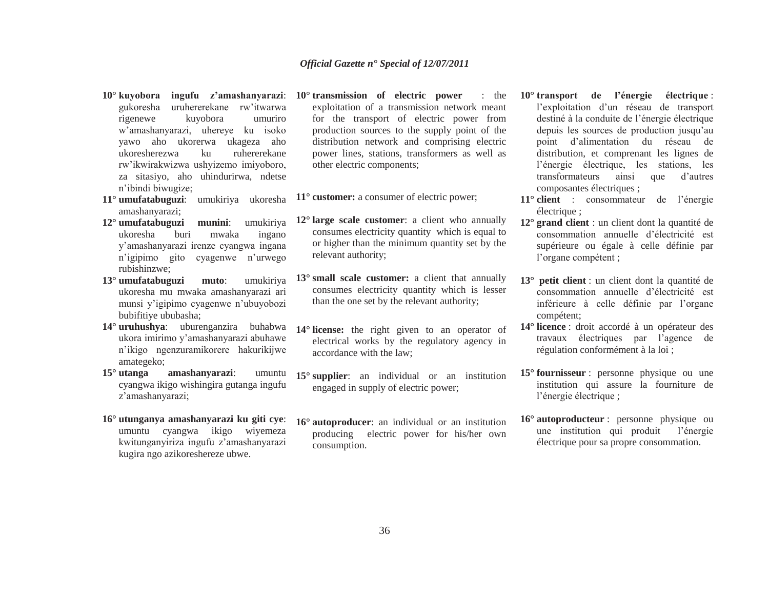10° **kuyobora ingufu z'amashanyarazi**: gukoresha uruhererekane rw'itwarwa rigenewe kuyobora umuriro w'amashanyarazi, uhereye ku isoko yawo aho ukorerwa ukageza aho ukoresherezwa ku ruhererekane rw'ikwirakwizwa ushyizemo imiyoboro, za sitasiyo, aho uhindurirwa, ndetse n'ibindi biwugize;

11° **umufatabuguzi**: umukiriya ukoresha amashanyarazi;

12° **umufatabuguzi munini**: umukiriya ukoresha buri mwaka ingano y'amashanyarazi irenze cyangwa ingana n'igipimo gito cyagenwe n'urwego rubishinzwe;

13° **umufatabuguzi muto**: umukiriya ukoresha mu mwaka amashanyarazi ari munsi y'igipimo cyagenwe n'ubuyobozi bubifitiye ububasha;

14° **uruhushya**: uburenganzira buhabwa ukora imirimo y'amashanyarazi abuhawe n'ikigo ngenzuramikorere hakurikijwe amategeko;

15° **utanga amashanyarazi**: umuntu cyangwa ikigo wishingira gutanga ingufu z'amashanyarazi;

16° **utunganya amashanyarazi ku giti cye**: umuntu cyangwa ikigo wiyemeza kwitunganyiriza ingufu z'amashanyarazi kugira ngo azikoreshereze ubwe.

10° **transmission of electric power** : the exploitation of a transmission network meant for the transport of electric power from production sources to the supply point of the distribution network and comprising electric power lines, stations, transformers as well as other electric components;

11° **customer:** a consumer of electric power;

12° **large scale customer**: a client who annually consumes electricity quantity which is equal to or higher than the minimum quantity set by the relevant authority;

13° **small scale customer:** a client that annually consumes electricity quantity which is lesser than the one set by the relevant authority;

14° **license:** the right given to an operator of electrical works by the regulatory agency in accordance with the law;

15° **supplier**: an individual or an institution engaged in supply of electric power;

16° **autoproducer**: an individual or an institution producing electric power for his/her own consumption.

10° **transport de l'énergie électrique** : l'exploitation d'un réseau de transport destiné à la conduite de l'énergie électrique depuis les sources de production jusqu'au point d'alimentation du réseau de distribution, et comprenant les lignes de l'énergie électrique, les stations, les transformateurs ainsi que d'autres composantes électriques ;

11° **client** : consommateur de l'énergie électrique ;

12° **grand client** : un client dont la quantité de consommation annuelle d'électricité est supérieure ou égale à celle définie par l'organe compétent ;

13° **petit client** : un client dont la quantité de consommation annuelle d'électricité est inférieure à celle définie par l'organe compétent;

14° **licence** : droit accordé à un opérateur des travaux électriques par l'agence de régulation conformément à la loi ;

15° **fournisseur** : personne physique ou une institution qui assure la fourniture de l'énergie électrique ;

16° **autoproducteur** : personne physique ou une institution qui produit l'énergie électrique pour sa propre consommation.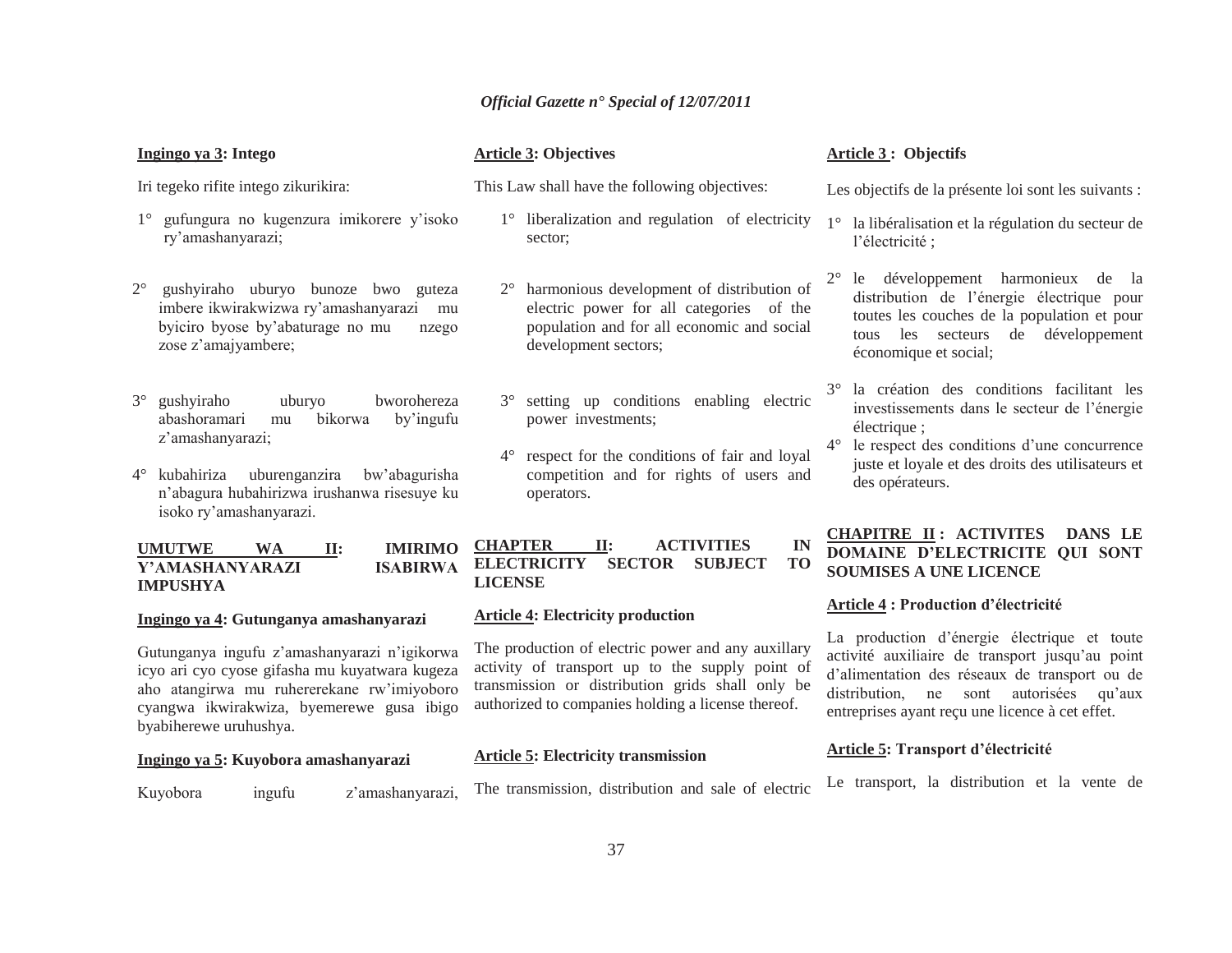**Ingingo ya 3: Intego**

Iri tegeko rifite intego zikurikira:

1° gufungura no kugenzura imikorere y'isoko ry'amashanyarazi;

2° gushyiraho uburyo bunoze bwo guteza imbere ikwirakwizwa ry'amashanyarazi mu byiciro byose by'abaturage no mu nzego zose z'amajyambere;

3° gushyiraho uburyo bworohereza abashoramari mu bikorwa by'ingufu z'amashanyarazi;

4° kubahiriza uburenganzira bw'abagurisha n'abagura hubahirizwa irushanwa risesuye ku isoko ry'amashanyarazi.

**UMUTWE WA II: IMIRIMO Y'AMASHANYARAZI ISABIRWA IMPUSHYA**

**Ingingo ya 4: Gutunganya amashanyarazi**

Gutunganya ingufu z'amashanyarazi n'igikorwa icyo ari cyo cyose gifasha mu kuyatwara kugeza aho atangirwa mu ruhererekane rw'imiyoboro cyangwa ikwirakwiza, byemerewe gusa ibigo byabiherewe uruhushya.

**Ingingo ya 5: Kuyobora amashanyarazi**

Kuyobora ingufu z'amashanyarazi,

**Article 3: Objectives**

This Law shall have the following objectives:

1° liberalization and regulation of electricity sector;

2° harmonious development of distribution of electric power for all categories of the population and for all economic and social development sectors;

3° setting up conditions enabling electric power investments;

4° respect for the conditions of fair and loyal competition and for rights of users and operators.

**CHAPTER II: ACTIVITIES IN ELECTRICITY SECTOR SUBJECT TO LICENSE**

**Article 4: Electricity production**

The production of electric power and any auxillary activity of transport up to the supply point of transmission or distribution grids shall only be authorized to companies holding a license thereof.

**Article 5: Electricity transmission**

The transmission, distribution and sale of electric

**Article 3 : Objectifs**

Les objectifs de la présente loi sont les suivants :

1° la libéralisation et la régulation du secteur de l'électricité ;

2° le développement harmonieux de la distribution de l'énergie électrique pour toutes les couches de la population et pour tous les secteurs de développement économique et social;

3° la création des conditions facilitant les investissements dans le secteur de l'énergie électrique ;

4° le respect des conditions d'une concurrence juste et loyale et des droits des utilisateurs et des opérateurs.

**CHAPITRE II : ACTIVITES DANS LE DOMAINE D'ELECTRICITE QUI SONT SOUMISES A UNE LICENCE**

**Article 4 : Production d'électricité**

La production d'énergie électrique et toute activité auxiliaire de transport jusqu'au point d'alimentation des réseaux de transport ou de distribution, ne sont autorisées qu'aux entreprises ayant reçu une licence à cet effet.

**Article 5: Transport d'électricité**

Le transport, la distribution et la vente de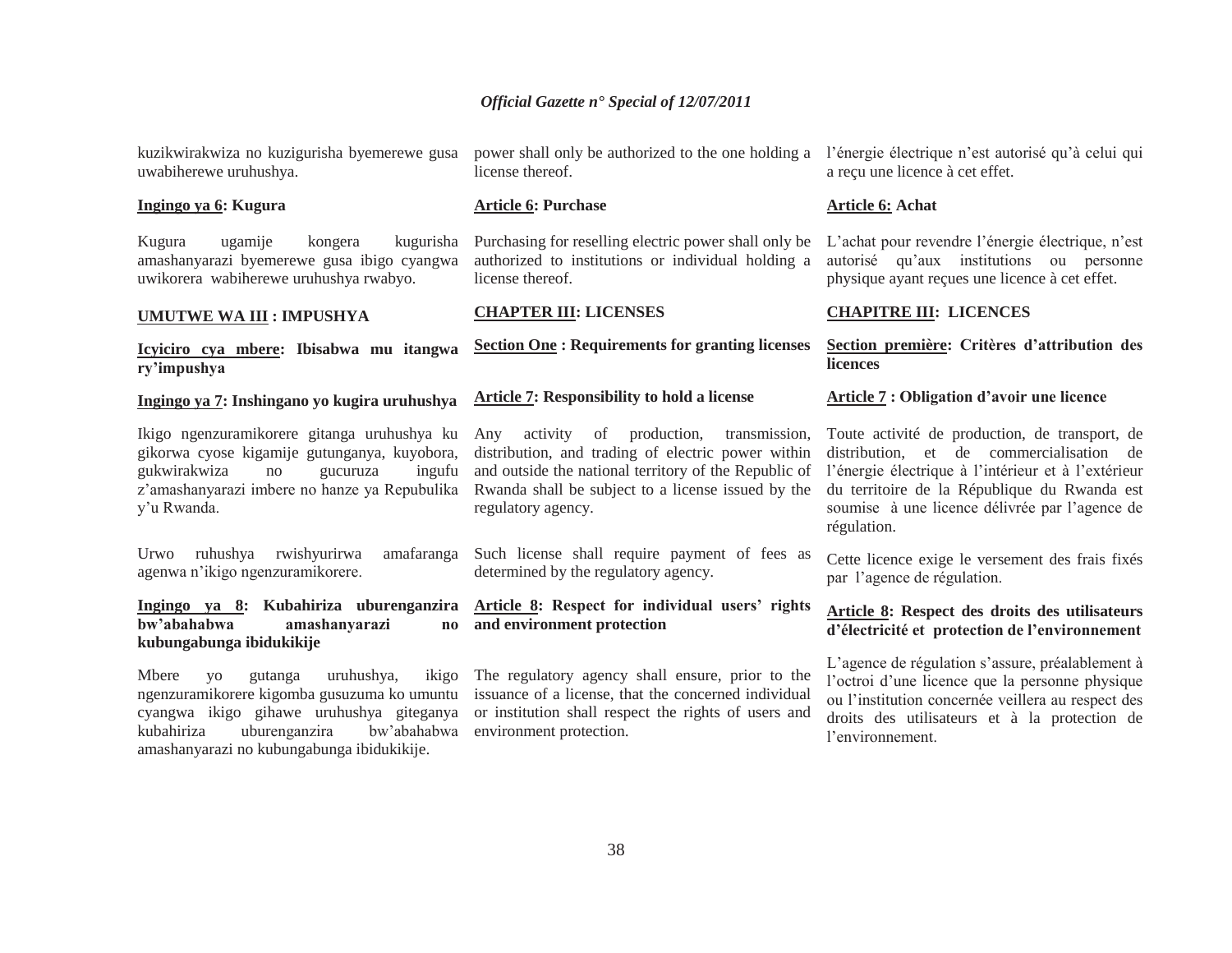kuzikwirakwiza no kuzigurisha byemerewe gusa uwabiherewe uruhushya.

**Ingingo ya 6: Kugura**

Kugura ugamije kongera kugurisha amashanyarazi byemerewe gusa ibigo cyangwa uwikorera wabiherewe uruhushya rwabyo.

**UMUTWE WA III : IMPUSHYA**

**Icyiciro cya mbere: Ibisabwa mu itangwa ry'impushya**

**Ingingo ya 7: Inshingano yo kugira uruhushya**

Ikigo ngenzuramikorere gitanga uruhushya ku gikorwa cyose kigamije gutunganya, kuyobora, gukwirakwiza no gucuruza ingufu z'amashanyarazi imbere no hanze ya Repubulika y'u Rwanda.

Urwo ruhushya rwishyurirwa amafaranga agenwa n'ikigo ngenzuramikorere.

**Ingingo ya 8: Kubahiriza uburenganzira bw'abahabwa amashanyarazi no kubungabunga ibidukikije**

Mbere yo gutanga uruhushya, ikigo ngenzuramikorere kigomba gusuzuma ko umuntu cyangwa ikigo gihawe uruhushya giteganya kubahiriza uburenganzira bw'abahabwa amashanyarazi no kubungabunga ibidukikije.

power shall only be authorized to the one holding a license thereof.

**Article 6: Purchase**

Purchasing for reselling electric power shall only be authorized to institutions or individual holding a license thereof.

**CHAPTER III: LICENSES**

**Section One : Requirements for granting licenses**

**Article 7: Responsibility to hold a license**

Any activity of production, transmission, distribution, and trading of electric power within and outside the national territory of the Republic of Rwanda shall be subject to a license issued by the regulatory agency.

Such license shall require payment of fees as determined by the regulatory agency.

**Article 8: Respect for individual users' rights and environment protection**

The regulatory agency shall ensure, prior to the issuance of a license, that the concerned individual or institution shall respect the rights of users and environment protection.

l'énergie électrique n'est autorisé qu'à celui qui a reçu une licence à cet effet.

**Article 6: Achat**

L'achat pour revendre l'énergie électrique, n'est autorisé qu'aux institutions ou personne physique ayant reçues une licence à cet effet.

**CHAPITRE III: LICENCES**

**Section première: Critères d'attribution des licences**

**Article 7 : Obligation d'avoir une licence**

Toute activité de production, de transport, de distribution, et de commercialisation de l'énergie électrique à l'intérieur et à l'extérieur du territoire de la République du Rwanda est soumise à une licence délivrée par l'agence de régulation.

Cette licence exige le versement des frais fixés par l'agence de régulation.

**Article 8: Respect des droits des utilisateurs d'électricité et protection de l'environnement**

L'agence de régulation s'assure, préalablement à l'octroi d'une licence que la personne physique ou l'institution concernée veillera au respect des droits des utilisateurs et à la protection de l'environnement.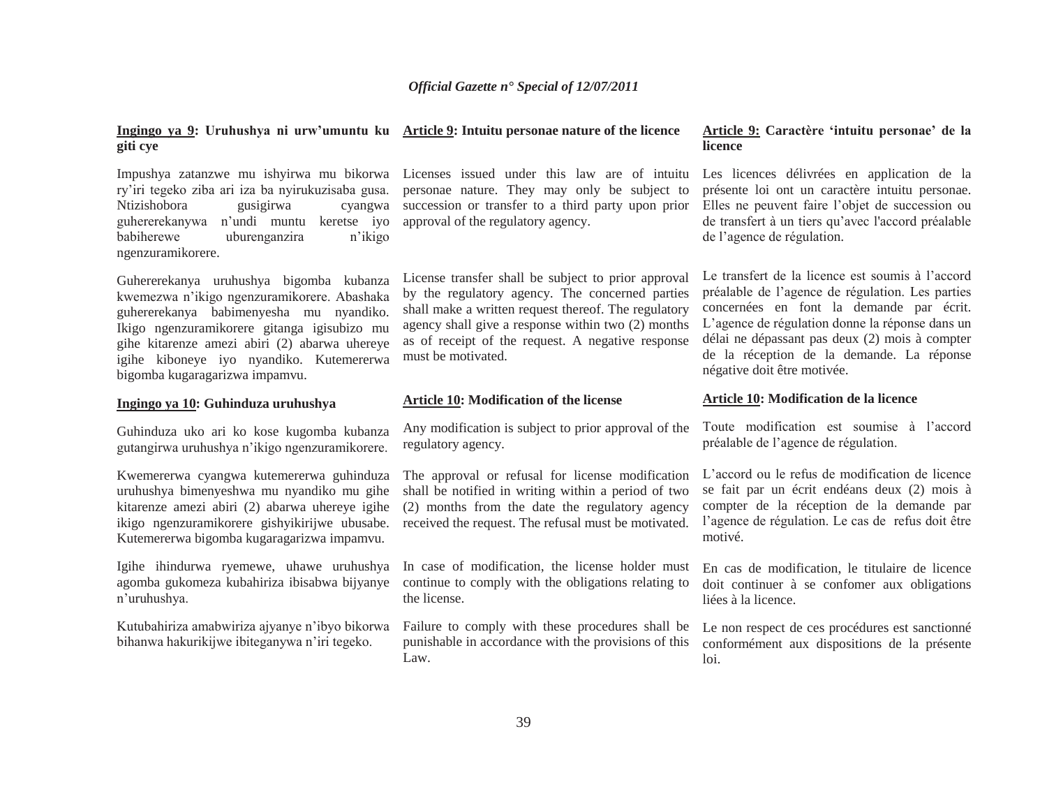**<u>Ingingo ya 9</u>: Uruhushya ni urw'umuntu ku giti cye**

Impushya zatanzwe mu ishyirwa mu bikorwa ry'iri tegeko ziba ari iza ba nyirukuzisaba gusa. Ntizishobora gusigirwa cyangwa guhererekanywa n'undi muntu keretse iyo babiherewe uburenganzira n'ikigo ngenzuramikorere.

Guhererekanya uruhushya bigomba kubanza kwemezwa n'ikigo ngenzuramikorere. Abashaka guhererekanya babimenyesha mu nyandiko. Ikigo ngenzuramikorere gitanga igisubizo mu gihe kitarenze amezi abiri (2) abarwa uhereye igihe kiboneye iyo nyandiko. Kutemererwa bigomba kugaragarizwa impamvu.

**<u>Ingingo ya 10</u>: Guhinduza uruhushya**

Guhinduza uko ari ko kose kugomba kubanza gutangirwa uruhushya n'ikigo ngenzuramikorere.

Kwemererwa cyangwa kutemererwa guhinduza uruhushya bimenyeshwa mu nyandiko mu gihe kitarenze amezi abiri (2) abarwa uhereye igihe ikigo ngenzuramikorere gishyikirijwe ubusabe. Kutemererwa bigomba kugaragarizwa impamvu.

Igihe ihindurwa ryemewe, uhawe uruhushya agomba gukomeza kubahiriza ibisabwa bijyanye n'uruhushya.

Kutubahiriza amabwiriza ajyanye n'ibyo bikorwa bihanwa hakurikijwe ibiteganywa n'iri tegeko.

**<u>Article 9</u>: Intuitu personae nature of the licence**

Licenses issued under this law are of intuitu personae nature. They may only be subject to succession or transfer to a third party upon prior approval of the regulatory agency.

License transfer shall be subject to prior approval by the regulatory agency. The concerned parties shall make a written request thereof. The regulatory agency shall give a response within two (2) months as of receipt of the request. A negative response must be motivated.

**<u>Article 10</u>: Modification of the license**

Any modification is subject to prior approval of the regulatory agency.

The approval or refusal for license modification shall be notified in writing within a period of two (2) months from the date the regulatory agency received the request. The refusal must be motivated.

In case of modification, the license holder must continue to comply with the obligations relating to the license.

Failure to comply with these procedures shall be punishable in accordance with the provisions of this Law.

**<u>Article 9:</u> Caractère 'intuitu personae' de la licence**

Les licences délivrées en application de la présente loi ont un caractère intuitu personae. Elles ne peuvent faire l'objet de succession ou de transfert à un tiers qu'avec l'accord préalable de l'agence de régulation.

Le transfert de la licence est soumis à l'accord préalable de l'agence de régulation. Les parties concernées en font la demande par écrit. L'agence de régulation donne la réponse dans un délai ne dépassant pas deux (2) mois à compter de la réception de la demande. La réponse négative doit être motivée.

**<u>Article 10</u>: Modification de la licence**

Toute modification est soumise à l'accord préalable de l'agence de régulation.

L'accord ou le refus de modification de licence se fait par un écrit endéans deux (2) mois à compter de la réception de la demande par l'agence de régulation. Le cas de refus doit être motivé.

En cas de modification, le titulaire de licence doit continuer à se confomer aux obligations liées à la licence.

Le non respect de ces procédures est sanctionné conformément aux dispositions de la présente loi.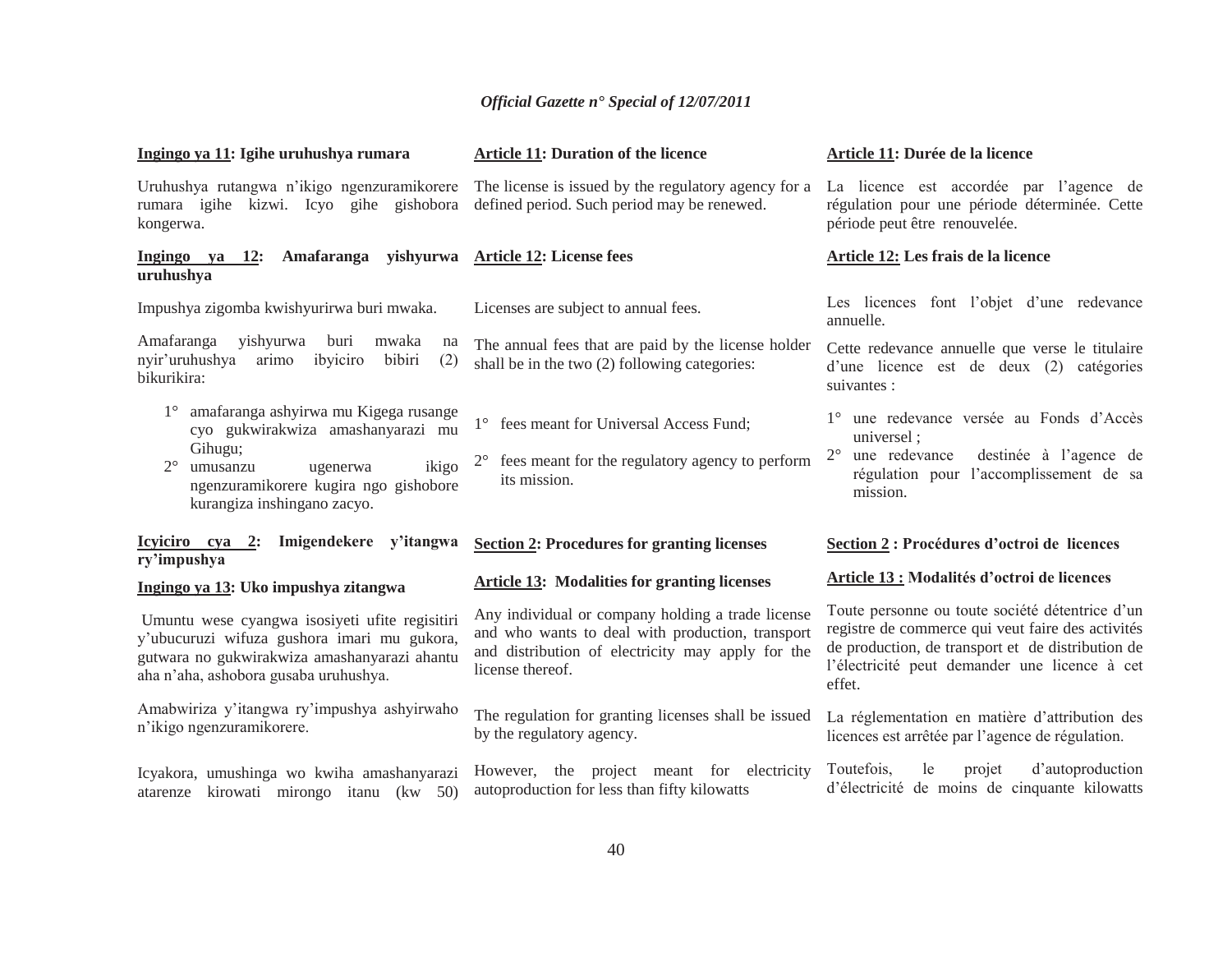**Ingingo ya 11: Igihe uruhushya rumara**

Uruhushya rutangwa n'ikigo ngenzuramikorere rumara igihe kizwi. Icyo gihe gishobora kongerwa.

**Ingingo ya 12: Amafaranga yishyurwa uruhushya**

Impushya zigomba kwishyurirwa buri mwaka.

Amafaranga yishyurwa buri mwaka na nyir'uruhushya arimo ibyiciro bibiri (2) bikurikira:

1° amafaranga ashyirwa mu Kigega rusange cyo gukwirakwiza amashanyarazi mu Gihugu;
2° umusanzu ugenerwa ikigo ngenzuramikorere kugira ngo gishobore kurangiza inshingano zacyo.

**Icyiciro cya 2: Imigendekere y'itangwa ry'impushya**

**Ingingo ya 13: Uko impushya zitangwa**

Umuntu wese cyangwa isosiyeti ufite regisitiri y'ubucuruzi wifuza gushora imari mu gukora, gutwara no gukwirakwiza amashanyarazi ahantu aha n'aha, ashobora gusaba uruhushya.

Amabwiriza y'itangwa ry'impushya ashyirwaho n'ikigo ngenzuramikorere.

Icyakora, umushinga wo kwiha amashanyarazi atarenze kirowati mirongo itanu (kw 50)

**Article 11: Duration of the licence**

The license is issued by the regulatory agency for a defined period. Such period may be renewed.

**Article 12: License fees**

Licenses are subject to annual fees.

The annual fees that are paid by the license holder shall be in the two (2) following categories:

1° fees meant for Universal Access Fund;
2° fees meant for the regulatory agency to perform its mission.

**Section 2: Procedures for granting licenses**

**Article 13: Modalities for granting licenses**

Any individual or company holding a trade license and who wants to deal with production, transport and distribution of electricity may apply for the license thereof.

The regulation for granting licenses shall be issued by the regulatory agency.

However, the project meant for electricity autoproduction for less than fifty kilowatts

**Article 11: Durée de la licence**

La licence est accordée par l'agence de régulation pour une période déterminée. Cette période peut être renouvelée.

**Article 12: Les frais de la licence**

Les licences font l'objet d'une redevance annuelle.

Cette redevance annuelle que verse le titulaire d'une licence est de deux (2) catégories suivantes :

1° une redevance versée au Fonds d'Accès universel ;
2° une redevance destinée à l'agence de régulation pour l'accomplissement de sa mission.

**Section 2 : Procédures d'octroi de licences**

**Article 13 : Modalités d'octroi de licences**

Toute personne ou toute société détentrice d'un registre de commerce qui veut faire des activités de production, de transport et de distribution de l'électricité peut demander une licence à cet effet.

La réglementation en matière d'attribution des licences est arrêtée par l'agence de régulation.

Toutefois, le projet d'autoproduction d'électricité de moins de cinquante kilowatts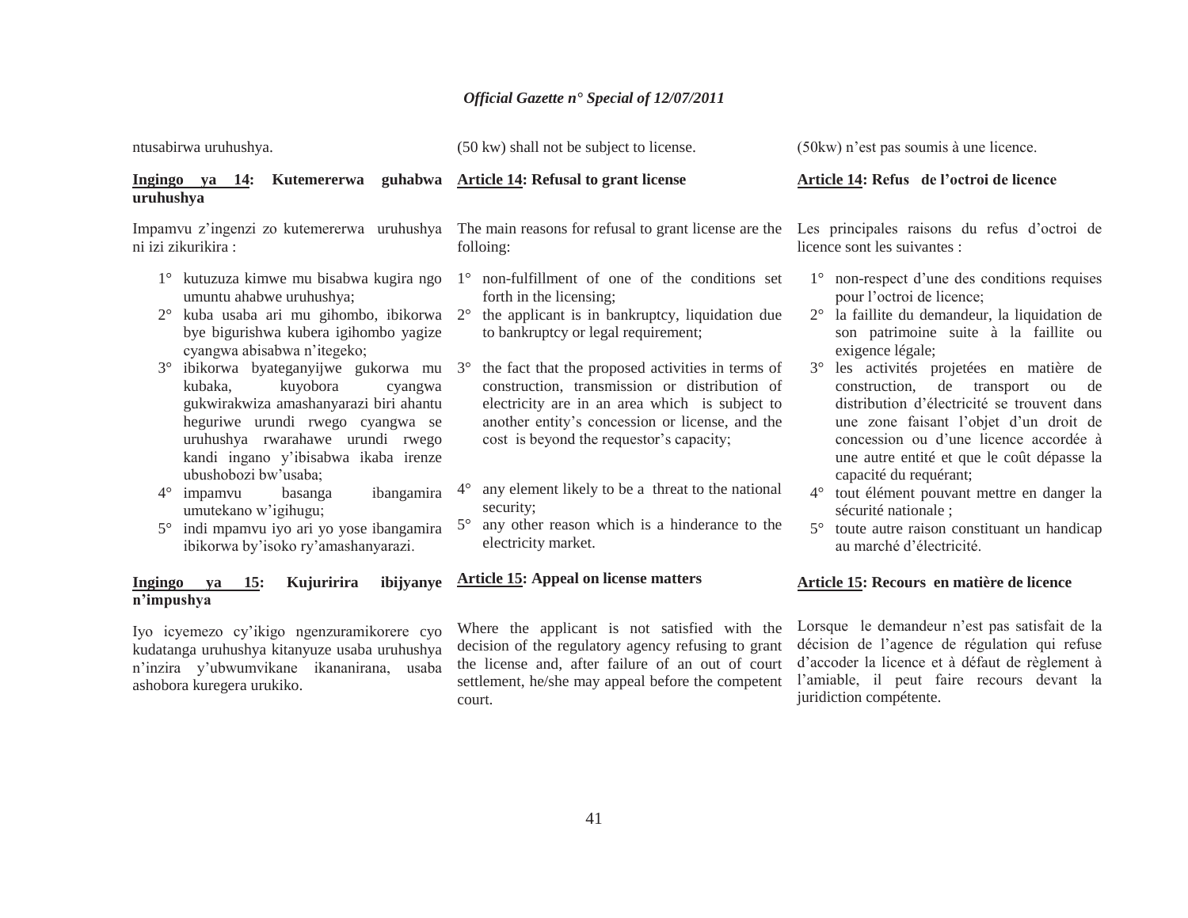ntusabirwa uruhushya.

**Ingingo ya 14: Kutemererwa guhabwa uruhushya**

Impamvu z'ingenzi zo kutemererwa uruhushya ni izi zikurikira :

1° kutuzuza kimwe mu bisabwa kugira ngo umuntu ahabwe uruhushya;
2° kuba usaba ari mu gihombo, ibikorwa bye bigurishwa kubera igihombo yagize cyangwa abisabwa n'itegeko;
3° ibikorwa byateganyijwe gukorwa mu kubaka, kuyobora cyangwa gukwirakwiza amashanyarazi biri ahantu heguriwe urundi rwego cyangwa se uruhushya rwarahawe urundi rwego kandi ingano y'ibisabwa ikaba irenze ubushobozi bw'usaba;
4° impamvu basanga ibangamira umutekano w'igihugu;
5° indi mpamvu iyo ari yo yose ibangamira ibikorwa by'isoko ry'amashanyarazi.

**Ingingo ya 15: Kujuririra ibijyanye n'impushya**

Iyo icyemezo cy'ikigo ngenzuramikorere cyo kudatanga uruhushya kitanyuze usaba uruhushya n'inzira y'ubwumvikane ikananirana, usaba ashobora kuregera urukiko.

(50 kw) shall not be subject to license.

**Article 14: Refusal to grant license**

The main reasons for refusal to grant license are the folloing:

1° non-fulfillment of one of the conditions set forth in the licensing;
2° the applicant is in bankruptcy, liquidation due to bankruptcy or legal requirement;
3° the fact that the proposed activities in terms of construction, transmission or distribution of electricity are in an area which is subject to another entity's concession or license, and the cost is beyond the requestor's capacity;
4° any element likely to be a threat to the national security;
5° any other reason which is a hinderance to the electricity market.

**Article 15: Appeal on license matters**

Where the applicant is not satisfied with the decision of the regulatory agency refusing to grant the license and, after failure of an out of court settlement, he/she may appeal before the competent court.

(50kw) n'est pas soumis à une licence.

**Article 14: Refus de l'octroi de licence**

Les principales raisons du refus d'octroi de licence sont les suivantes :

1° non-respect d'une des conditions requises pour l'octroi de licence;
2° la faillite du demandeur, la liquidation de son patrimoine suite à la faillite ou exigence légale;
3° les activités projetées en matière de construction, de transport ou de distribution d'électricité se trouvent dans une zone faisant l'objet d'un droit de concession ou d'une licence accordée à une autre entité et que le coût dépasse la capacité du requérant;
4° tout élément pouvant mettre en danger la sécurité nationale ;
5° toute autre raison constituant un handicap au marché d'électricité.

**Article 15: Recours en matière de licence**

Lorsque le demandeur n'est pas satisfait de la décision de l'agence de régulation qui refuse d'accoder la licence et à défaut de règlement à l'amiable, il peut faire recours devant la juridiction compétente.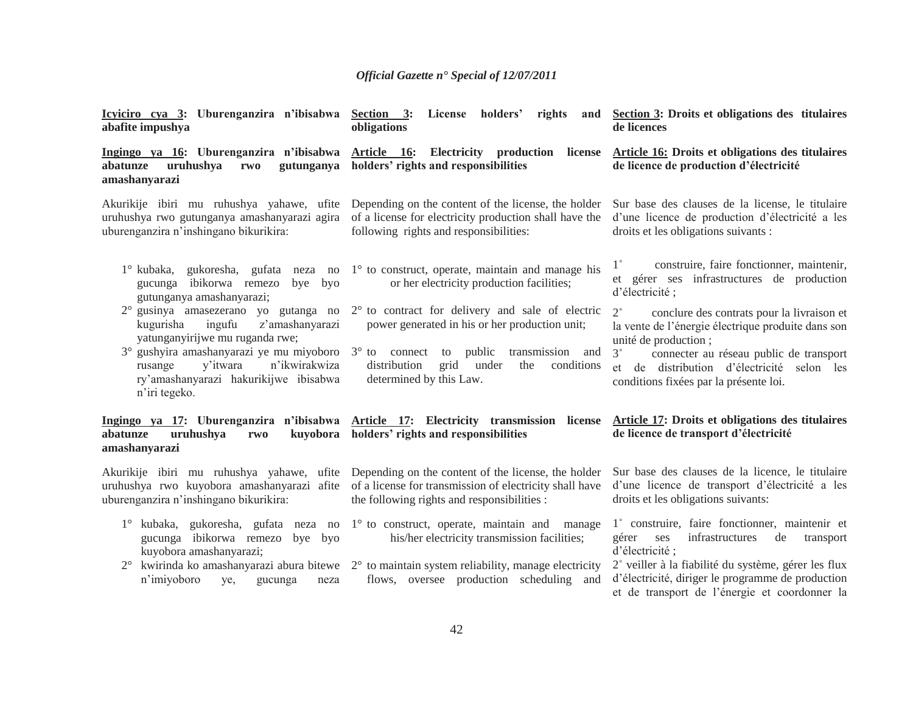**Icyiciro cya 3: Uburenganzira n'ibisabwa abafite impushya**

**Ingingo ya 16: Uburenganzira n'ibisabwa abatunze uruhushya rwo gutunganya amashanyarazi**

Akurikije ibiri mu ruhushya yahawe, ufite uruhushya rwo gutunganya amashanyarazi agira uburenganzira n'inshingano bikurikira:

1° kubaka, gukoresha, gufata neza no gucunga ibikorwa remezo bye byo gutunganya amashanyarazi;

2° gusinya amasezerano yo gutanga no kugurisha ingufu z'amashanyarazi yatunganyirijwe mu ruganda rwe;

3° gushyira amashanyarazi ye mu miyoboro rusange y'itwara n'ikwirakwiza ry'amashanyarazi hakurikijwe ibisabwa n'iri tegeko.

**Ingingo ya 17: Uburenganzira n'ibisabwa abatunze uruhushya rwo kuyobora amashanyarazi**

Akurikije ibiri mu ruhushya yahawe, ufite uruhushya rwo kuyobora amashanyarazi afite uburenganzira n'inshingano bikurikira:

1° kubaka, gukoresha, gufata neza no gucunga ibikorwa remezo bye byo kuyobora amashanyarazi;

2° kwirinda ko amashanyarazi abura bitewe n'imiyoboro ye, gucunga neza

**Section 3: License holders' rights and obligations**

**Article 16: Electricity production license holders' rights and responsibilities**

Depending on the content of the license, the holder of a license for electricity production shall have the following rights and responsibilities:

1° to construct, operate, maintain and manage his or her electricity production facilities;

2° to contract for delivery and sale of electric power generated in his or her production unit;

3° to connect to public transmission and distribution grid under the conditions determined by this Law.

**Article 17: Electricity transmission license holders' rights and responsibilities**

Depending on the content of the license, the holder of a license for transmission of electricity shall have the following rights and responsibilities :

1° to construct, operate, maintain and manage his/her electricity transmission facilities;

2° to maintain system reliability, manage electricity flows, oversee production scheduling and

**Section 3: Droits et obligations des titulaires de licences**

**Article 16: Droits et obligations des titulaires de licence de production d'électricité**

Sur base des clauses de la license, le titulaire d'une licence de production d'électricité a les droits et les obligations suivants :

1° construire, faire fonctionner, maintenir, et gérer ses infrastructures de production d'électricité ;

2° conclure des contrats pour la livraison et la vente de l'énergie électrique produite dans son unité de production ;

3° connecter au réseau public de transport et de distribution d'électricité selon les conditions fixées par la présente loi.

**Article 17: Droits et obligations des titulaires de licence de transport d'électricité**

Sur base des clauses de la licence, le titulaire d'une licence de transport d'électricité a les droits et les obligations suivants:

1° construire, faire fonctionner, maintenir et gérer ses infrastructures de transport d'électricité ;

2° veiller à la fiabilité du système, gérer les flux d'électricité, diriger le programme de production et de transport de l'énergie et coordonner la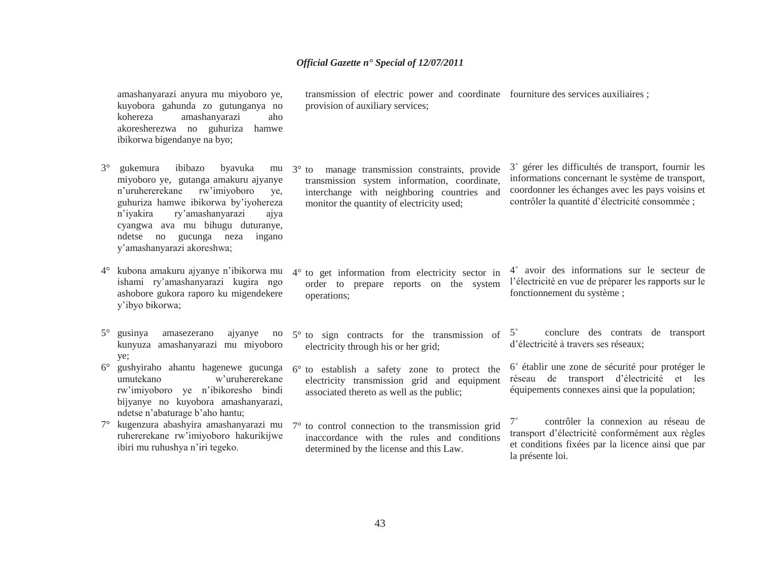amashanyarazi anyura mu miyoboro ye, kuyobora gahunda zo gutunganya no kohereza amashanyarazi aho akoresherezwa no guhuriza hamwe ibikorwa bigendanye na byo;

3° gukemura ibibazo byavuka mu miyoboro ye, gutanga amakuru ajyanye n'uruhererekane rw'imiyoboro ye, guhuriza hamwe ibikorwa by'iyohereza n'iyakira ry'amashanyarazi ajya cyangwa ava mu bihugu duturanye, ndetse no gucunga neza ingano y'amashanyarazi akoreshwa;

4° kubona amakuru ajyanye n'ibikorwa mu ishami ry'amashanyarazi kugira ngo ashobore gukora raporo ku migendekere y'ibyo bikorwa;

5° gusinya amasezerano ajyanye no kunyuza amashanyarazi mu miyoboro ye;

6° gushyiraho ahantu hagenewe gucunga umutekano w'uruhererekane rw'imiyoboro ye n'ibikoresho bindi bijyanye no kuyobora amashanyarazi, ndetse n'abaturage b'aho hantu;

7° kugenzura abashyira amashanyarazi mu ruhererekane rw'imiyoboro hakurikijwe ibiri mu ruhushya n'iri tegeko.

transmission of electric power and coordinate provision of auxiliary services;

3° to manage transmission constraints, provide transmission system information, coordinate, interchange with neighboring countries and monitor the quantity of electricity used;

4° to get information from electricity sector in order to prepare reports on the system operations;

5° to sign contracts for the transmission of electricity through his or her grid;

6° to establish a safety zone to protect the electricity transmission grid and equipment associated thereto as well as the public;

7° to control connection to the transmission grid inaccordance with the rules and conditions determined by the license and this Law.

fourniture des services auxiliaires ;

3° gérer les difficultés de transport, fournir les informations concernant le système de transport, coordonner les échanges avec les pays voisins et contrôler la quantité d'électricité consommée ;

4° avoir des informations sur le secteur de l'électricité en vue de préparer les rapports sur le fonctionnement du système ;

5° conclure des contrats de transport d'électricité à travers ses réseaux;

6° établir une zone de sécurité pour protéger le réseau de transport d'électricité et les équipements connexes ainsi que la population;

7° contrôler la connexion au réseau de transport d'électricité conformément aux règles et conditions fixées par la licence ainsi que par la présente loi.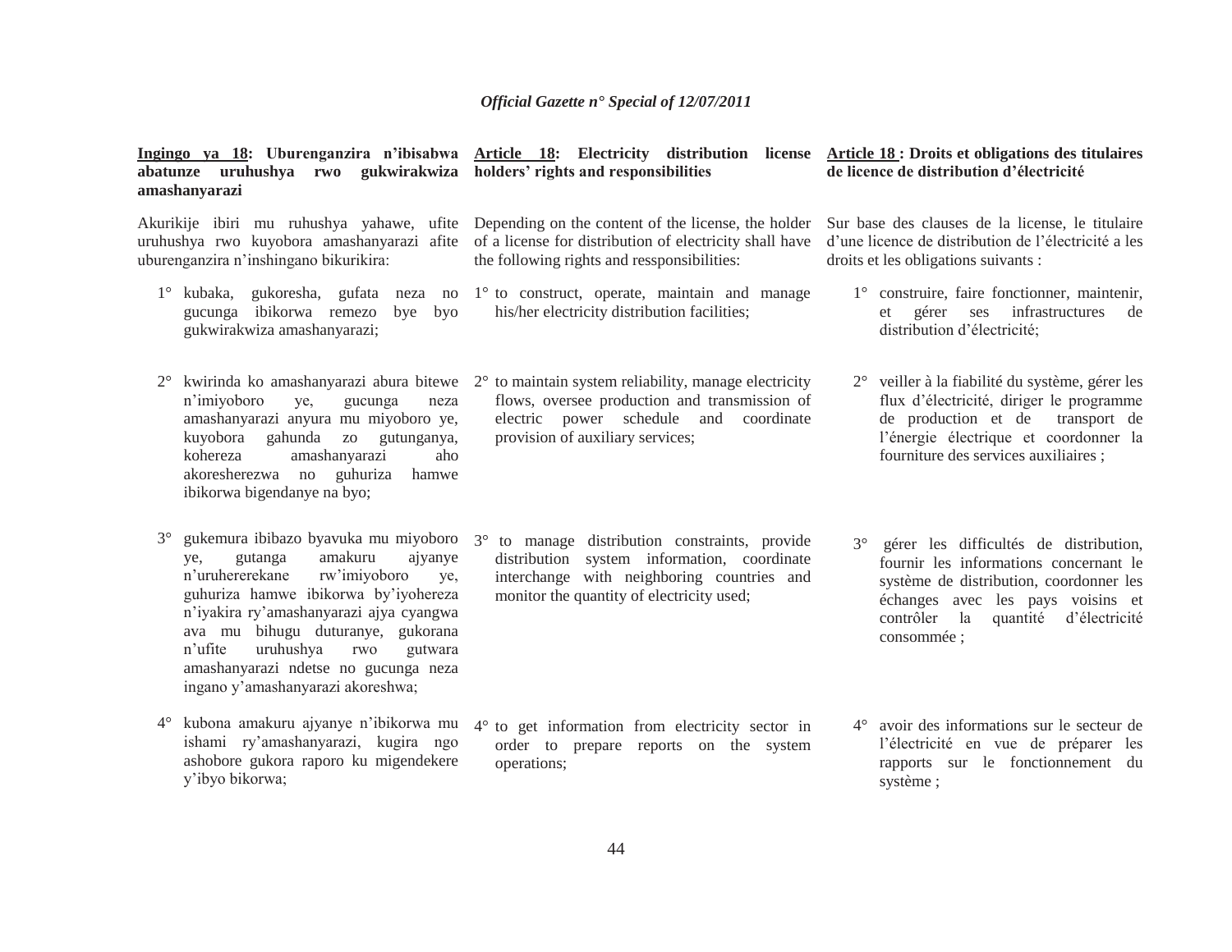**Ingingo ya 18: Uburenganzira n'ibisabwa abatunze uruhushya rwo gukwirakwiza amashanyarazi**

Akurikije ibiri mu ruhushya yahawe, ufite uruhushya rwo kuyobora amashanyarazi afite uburenganzira n'inshingano bikurikira:

1° kubaka, gukoresha, gufata neza no gucunga ibikorwa remezo bye byo gukwirakwiza amashanyarazi;

2° kwirinda ko amashanyarazi abura bitewe n'imiyoboro ye, gucunga neza amashanyarazi anyura mu miyoboro ye, kuyobora gahunda zo gutunganya, kohereza amashanyarazi aho akoresherezwa no guhuriza hamwe ibikorwa bigendanye na byo;

3° gukemura ibibazo byavuka mu miyoboro ye, gutanga amakuru ajyanye n'uruhererekane rw'imiyoboro ye, guhuriza hamwe ibikorwa by'iyohereza n'iyakira ry'amashanyarazi ajya cyangwa ava mu bihugu duturanye, gukorana n'ufite uruhushya rwo gutwara amashanyarazi ndetse no gucunga neza ingano y'amashanyarazi akoreshwa;

4° kubona amakuru ajyanye n'ibikorwa mu ishami ry'amashanyarazi, kugira ngo ashobore gukora raporo ku migendekere y'ibyo bikorwa;

**Article 18: Electricity distribution license holders' rights and responsibilities**

Depending on the content of the license, the holder of a license for distribution of electricity shall have the following rights and ressponsibilities:

1° to construct, operate, maintain and manage his/her electricity distribution facilities;

2° to maintain system reliability, manage electricity flows, oversee production and transmission of electric power schedule and coordinate provision of auxiliary services;

3° to manage distribution constraints, provide distribution system information, coordinate interchange with neighboring countries and monitor the quantity of electricity used;

4° to get information from electricity sector in order to prepare reports on the system operations;

**Article 18 : Droits et obligations des titulaires de licence de distribution d'électricité**

Sur base des clauses de la license, le titulaire d'une licence de distribution de l'électricité a les droits et les obligations suivants :

1° construire, faire fonctionner, maintenir, et gérer ses infrastructures de distribution d'électricité;

2° veiller à la fiabilité du système, gérer les flux d'électricité, diriger le programme de production et de transport de l'énergie électrique et coordonner la fourniture des services auxiliaires ;

3° gérer les difficultés de distribution, fournir les informations concernant le système de distribution, coordonner les échanges avec les pays voisins et contrôler la quantité d'électricité consommée ;

4° avoir des informations sur le secteur de l'électricité en vue de préparer les rapports sur le fonctionnement du système ;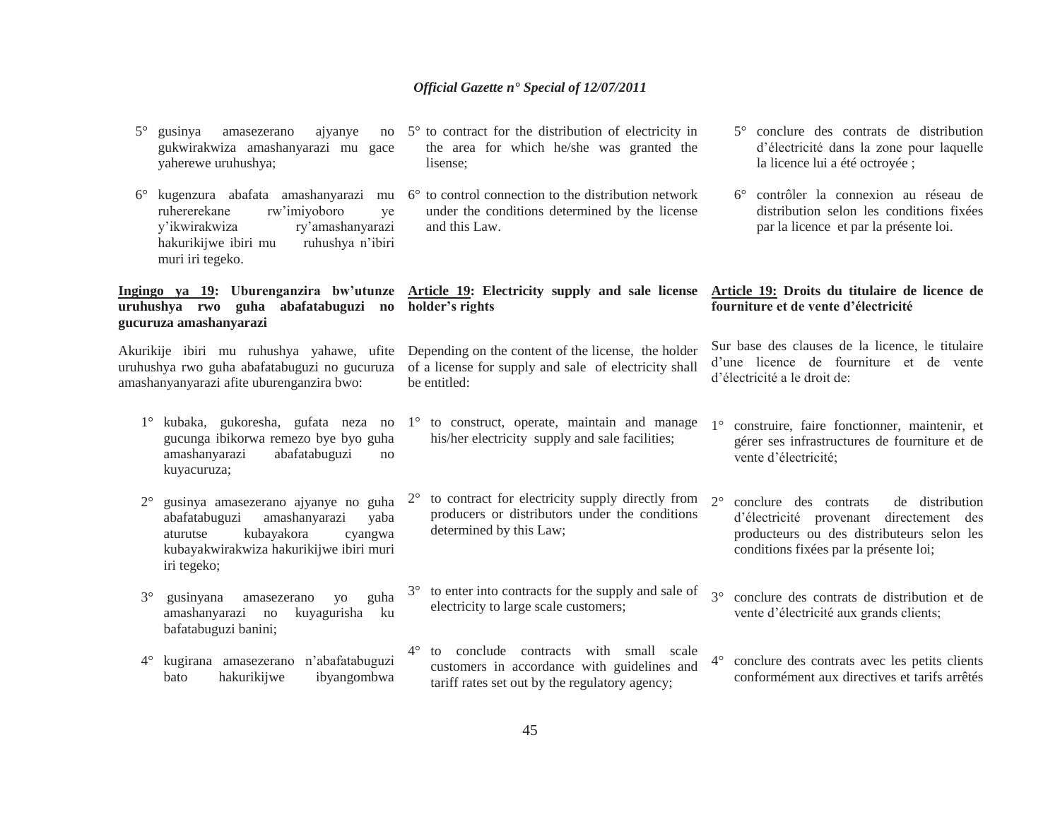5° gusinya amasezerano ajyanye no gukwirakwiza amashanyarazi mu gace yaherewe uruhushya;

6° kugenzura abafata amashanyarazi mu ruhererekane rw'imiyoboro ye y'ikwirakwiza ry'amashanyarazi hakurikijwe ibiri mu ruhushya n'ibiri muri iri tegeko.

**Ingingo ya 19: Uburenganzira bw'utunze uruhushya rwo guha abafatabuguzi no gucuruza amashanyarazi**

Akurikije ibiri mu ruhushya yahawe, ufite uruhushya rwo guha abafatabuguzi no gucuruza amashanyanyarazi afite uburenganzira bwo:

1° kubaka, gukoresha, gufata neza no gucunga ibikorwa remezo bye byo guha amashanyarazi abafatabuguzi no kuyacuruza;

2° gusinya amasezerano ajyanye no guha abafatabuguzi amashanyarazi yaba aturutse kubayakora cyangwa kubayakwirakwiza hakurikijwe ibiri muri iri tegeko;

3° gusinyana amasezerano yo guha amashanyarazi no kuyagurisha ku bafatabuguzi banini;

4° kugirana amasezerano n'abafatabuguzi bato hakurikijwe ibyangombwa

5° to contract for the distribution of electricity in the area for which he/she was granted the lisense;

6° to control connection to the distribution network under the conditions determined by the license and this Law.

**Article 19: Electricity supply and sale license holder's rights**

Depending on the content of the license, the holder of a license for supply and sale of electricity shall be entitled:

1° to construct, operate, maintain and manage his/her electricity supply and sale facilities;

2° to contract for electricity supply directly from producers or distributors under the conditions determined by this Law;

3° to enter into contracts for the supply and sale of electricity to large scale customers;

4° to conclude contracts with small scale customers in accordance with guidelines and tariff rates set out by the regulatory agency;

5° conclure des contrats de distribution d'électricité dans la zone pour laquelle la licence lui a été octroyée ;

6° contrôler la connexion au réseau de distribution selon les conditions fixées par la licence et par la présente loi.

**Article 19: Droits du titulaire de licence de fourniture et de vente d'électricité**

Sur base des clauses de la licence, le titulaire d'une licence de fourniture et de vente d'électricité a le droit de:

1° construire, faire fonctionner, maintenir, et gérer ses infrastructures de fourniture et de vente d'électricité;

2° conclure des contrats de distribution d'électricité provenant directement des producteurs ou des distributeurs selon les conditions fixées par la présente loi;

3° conclure des contrats de distribution et de vente d'électricité aux grands clients;

4° conclure des contrats avec les petits clients conformément aux directives et tarifs arrêtés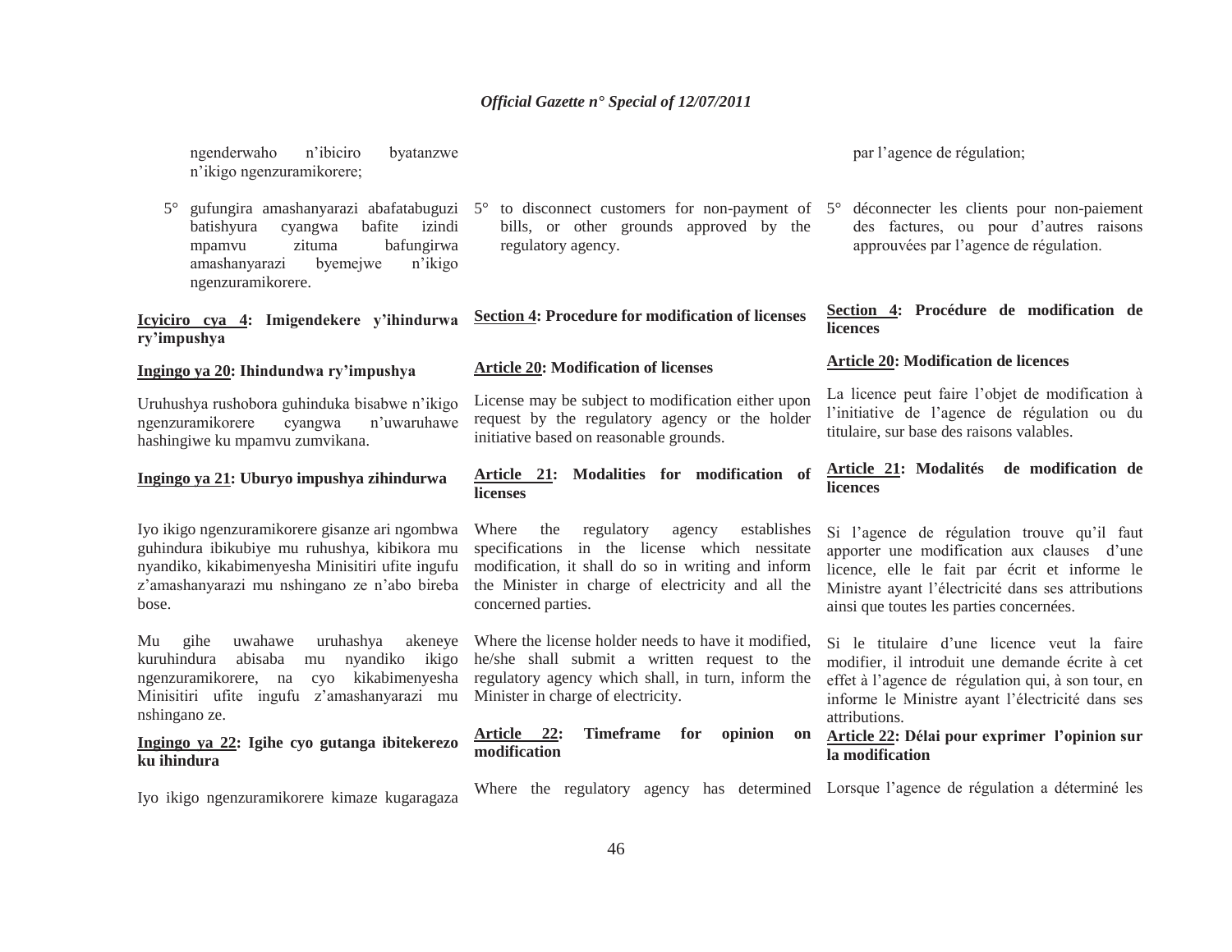ngenderwaho n'ibiciro byatanzwe n'ikigo ngenzuramikorere;

5° gufungira amashanyarazi abafatabuguzi batishyura cyangwa bafite izindi mpamvu zituma bafungirwa amashanyarazi byemejwe n'ikigo ngenzuramikorere.

**Icyiciro cya 4: Imigendekere y'ihindurwa ry'impushya**

**Ingingo ya 20: Ihindundwa ry'impushya**

Uruhushya rushobora guhinduka bisabwe n'ikigo ngenzuramikorere cyangwa n'uwaruhawe hashingiwe ku mpamvu zumvikana.

**Ingingo ya 21: Uburyo impushya zihindurwa**

Iyo ikigo ngenzuramikorere gisanze ari ngombwa guhindura ibikubiye mu ruhushya, kibikora mu nyandiko, kikabimenyesha Minisitiri ufite ingufu z'amashanyarazi mu nshingano ze n'abo bireba bose.

Mu gihe uwahawe uruhashya akeneye kuruhindura abisaba mu nyandiko ikigo ngenzuramikorere, na cyo kikabimenyesha Minisitiri ufite ingufu z'amashanyarazi mu nshingano ze.

**Ingingo ya 22: Igihe cyo gutanga ibitekerezo ku ihindura**

Iyo ikigo ngenzuramikorere kimaze kugaragaza

5° to disconnect customers for non-payment of bills, or other grounds approved by the regulatory agency.

**Section 4: Procedure for modification of licenses**

**Article 20: Modification of licenses**

License may be subject to modification either upon request by the regulatory agency or the holder initiative based on reasonable grounds.

**Article 21: Modalities for modification of licenses**

Where the regulatory agency establishes specifications in the license which nessitate modification, it shall do so in writing and inform the Minister in charge of electricity and all the concerned parties.

Where the license holder needs to have it modified, he/she shall submit a written request to the regulatory agency which shall, in turn, inform the Minister in charge of electricity.

**Article 22: Timeframe for opinion on modification**

Where the regulatory agency has determined

par l'agence de régulation;

5° déconnecter les clients pour non-paiement des factures, ou pour d'autres raisons approuvées par l'agence de régulation.

**Section 4: Procédure de modification de licences**

**Article 20: Modification de licences**

La licence peut faire l'objet de modification à l'initiative de l'agence de régulation ou du titulaire, sur base des raisons valables.

**Article 21: Modalités de modification de licences**

Si l'agence de régulation trouve qu'il faut apporter une modification aux clauses d'une licence, elle le fait par écrit et informe le Ministre ayant l'électricité dans ses attributions ainsi que toutes les parties concernées.

Si le titulaire d'une licence veut la faire modifier, il introduit une demande écrite à cet effet à l'agence de régulation qui, à son tour, en informe le Ministre ayant l'électricité dans ses attributions.

**Article 22: Délai pour exprimer l'opinion sur la modification**

Lorsque l'agence de régulation a déterminé les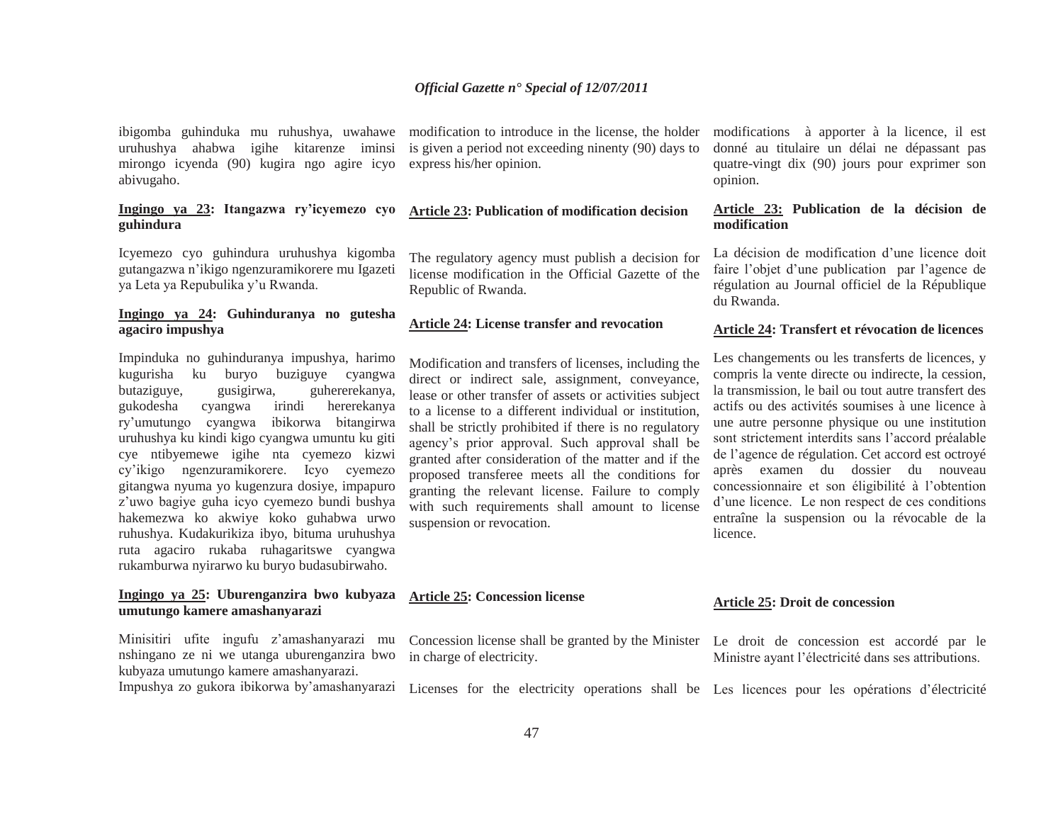ibigomba guhinduka mu ruhushya, uwahawe uruhushya ahabwa igihe kitarenze iminsi mirongo icyenda (90) kugira ngo agire icyo abivugaho.

**Ingingo ya 23: Itangazwa ry'icyemezo cyo guhindura**

Icyemezo cyo guhindura uruhushya kigomba gutangazwa n'ikigo ngenzuramikorere mu Igazeti ya Leta ya Repubulika y'u Rwanda.

**Ingingo ya 24: Guhinduranya no gutesha agaciro impushya**

Impinduka no guhinduranya impushya, harimo kugurisha ku buryo buziguye cyangwa butaziguye, gusigirwa, guhererekanya, gukodesha cyangwa irindi hererekanya ry'umutungo cyangwa ibikorwa bitangirwa uruhushya ku kindi kigo cyangwa umuntu ku giti cye ntibyemewe igihe nta cyemezo kizwi cy'ikigo ngenzuramikorere. Icyo cyemezo gitangwa nyuma yo kugenzura dosiye, impapuro z'uwo bagiye guha icyo cyemezo bundi bushya hakemezwa ko akwiye koko guhabwa urwo ruhushya. Kudakurikiza ibyo, bituma uruhushya ruta agaciro rukaba ruhagaritswe cyangwa rukamburwa nyirarwo ku buryo budasubirwaho.

**Ingingo ya 25: Uburenganzira bwo kubyaza umutungo kamere amashanyarazi**

Minisitiri ufite ingufu z'amashanyarazi mu nshingano ze ni we utanga uburenganzira bwo kubyaza umutungo kamere amashanyarazi.

Impushya zo gukora ibikorwa by'amashanyarazi

modification to introduce in the license, the holder is given a period not exceeding ninenty (90) days to express his/her opinion.

**Article 23: Publication of modification decision**

The regulatory agency must publish a decision for license modification in the Official Gazette of the Republic of Rwanda.

**Article 24: License transfer and revocation**

Modification and transfers of licenses, including the direct or indirect sale, assignment, conveyance, lease or other transfer of assets or activities subject to a license to a different individual or institution, shall be strictly prohibited if there is no regulatory agency's prior approval. Such approval shall be granted after consideration of the matter and if the proposed transferee meets all the conditions for granting the relevant license. Failure to comply with such requirements shall amount to license suspension or revocation.

**Article 25: Concession license**

Concession license shall be granted by the Minister in charge of electricity.

Licenses for the electricity operations shall be

modifications à apporter à la licence, il est donné au titulaire un délai ne dépassant pas quatre-vingt dix (90) jours pour exprimer son opinion.

**Article 23: Publication de la décision de modification**

La décision de modification d'une licence doit faire l'objet d'une publication par l'agence de régulation au Journal officiel de la République du Rwanda.

**Article 24: Transfert et révocation de licences**

Les changements ou les transferts de licences, y compris la vente directe ou indirecte, la cession, la transmission, le bail ou tout autre transfert des actifs ou des activités soumises à une licence à une autre personne physique ou une institution sont strictement interdits sans l'accord préalable de l'agence de régulation. Cet accord est octroyé après examen du dossier du nouveau concessionnaire et son éligibilité à l'obtention d'une licence. Le non respect de ces conditions entraîne la suspension ou la révocable de la licence.

**Article 25: Droit de concession**

Le droit de concession est accordé par le Ministre ayant l'électricité dans ses attributions.

Les licences pour les opérations d'électricité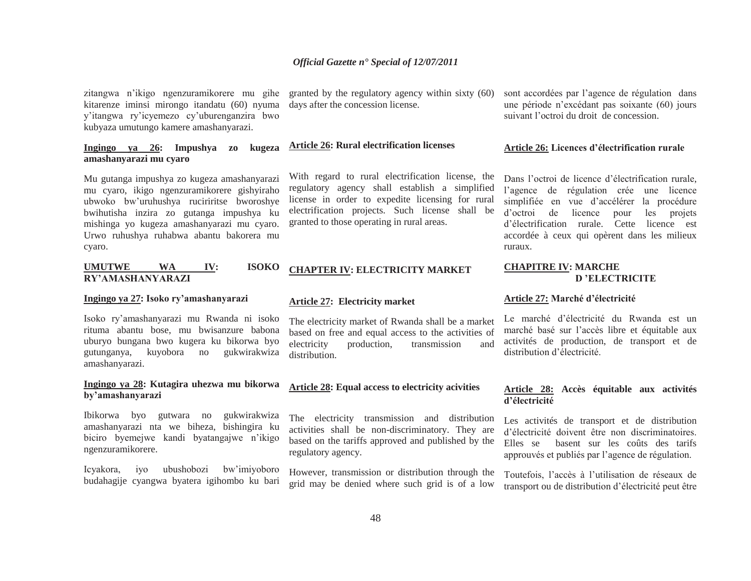zitangwa n'ikigo ngenzuramikorere mu gihe kitarenze iminsi mirongo itandatu (60) nyuma y'itangwa ry'icyemezo cy'uburenganzira bwo kubyaza umutungo kamere amashanyarazi.

**Ingingo ya 26: Impushya zo kugeza amashanyarazi mu cyaro**

Mu gutanga impushya zo kugeza amashanyarazi mu cyaro, ikigo ngenzuramikorere gishyiraho ubwoko bw'uruhushya rucirirtse bworoshye bwihutisha inzira zo gutanga impushya ku mishinga yo kugeza amashanyarazi mu cyaro. Urwo ruhushya ruhabwa abantu bakorera mu cyaro.

**UMUTWE WA IV: ISOKO RY'AMASHANYARAZI**

**Ingingo ya 27: Isoko ry'amashanyarazi**

Isoko ry'amashanyarazi mu Rwanda ni isoko rituma abantu bose, mu bwisanzure babona uburyo bungana bwo kugera ku bikorwa byo gutunganya, kuyobora no gukwirakwiza amashanyarazi.

**Ingingo ya 28: Kutagira uhezwa mu bikorwa by'amashanyarazi**

Ibikorwa byo gutwara no gukwirakwiza amashanyarazi nta we biheza, bishingira ku biciro byemejwe kandi byatangajwe n'ikigo ngenzuramikorere.

Icyakora, iyo ubushobozi bw'imiyoboro budahagije cyangwa byatera igihombo ku bari

granted by the regulatory agency within sixty (60) days after the concession license.

**Article 26: Rural electrification licenses**

With regard to rural electrification license, the regulatory agency shall establish a simplified license in order to expedite licensing for rural electrification projects. Such license shall be granted to those operating in rural areas.

**CHAPTER IV: ELECTRICITY MARKET**

**Article 27: Electricity market**

The electricity market of Rwanda shall be a market based on free and equal access to the activities of electricity production, transmission and distribution.

**Article 28: Equal access to electricity acivities**

The electricity transmission and distribution activities shall be non-discriminatory. They are based on the tariffs approved and published by the regulatory agency.

However, transmission or distribution through the grid may be denied where such grid is of a low

sont accordées par l'agence de régulation dans une période n'excédant pas soixante (60) jours suivant l'octroi du droit de concession.

**Article 26: Licences d'électrification rurale**

Dans l'octroi de licence d'électrification rurale, l'agence de régulation crée une licence simplifiée en vue d'accélérer la procédure d'octroi de licence pour les projets d'électrification rurale. Cette licence est accordée à ceux qui opèrent dans les milieux ruraux.

**CHAPITRE IV: MARCHE D'ELECTRICITE**

**Article 27: Marché d'électricité**

Le marché d'électricité du Rwanda est un marché basé sur l'accès libre et équitable aux activités de production, de transport et de distribution d'électricité.

**Article 28: Accès équitable aux activités d'électricité**

Les activités de transport et de distribution d'électricité doivent être non discriminatoires. Elles se basent sur les coûts des tarifs approuvés et publiés par l'agence de régulation.

Toutefois, l'accès à l'utilisation de réseaux de transport ou de distribution d'électricité peut être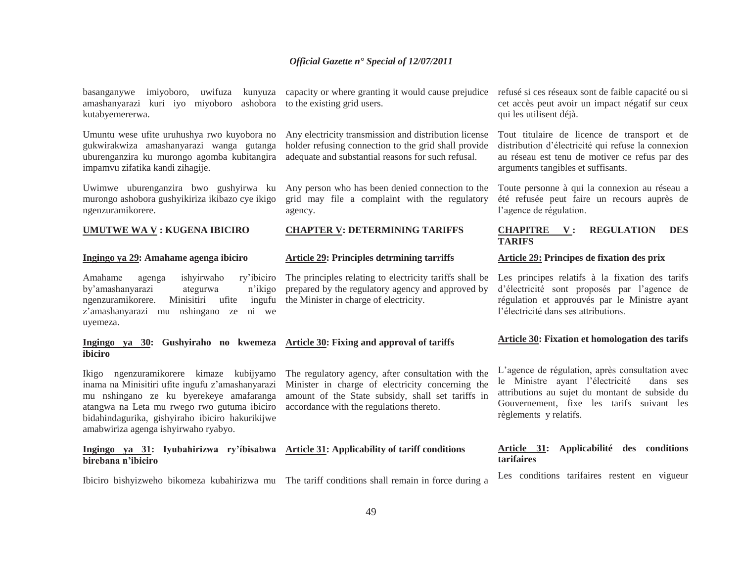basanganywe imiyoboro, uwifuza kunyuza amashanyarazi kuri iyo miyoboro ashobora kutabyemererwa.

Umuntu wese ufite uruhushya rwo kuyobora no gukwirakwiza amashanyarazi wanga gutanga uburenganzira ku murongo agomba kubitangira impamvu zifatika kandi zihagije.

Uwimwe uburenganzira bwo gushyirwa ku murongo ashobora gushyikiriza ikibazo cye ikigo ngenzuramikorere.

**UMUTWE WA V : KUGENA IBICIRO**

**Ingingo ya 29: Amahame agenga ibiciro**

Amahame agenga ishyirwaho ry'ibiciro by'amashanyarazi ategurwa n'ikigo ngenzuramikorere. Minisitiri ufite ingufu z'amashanyarazi mu nshingano ze ni we uyemeza.

**Ingingo ya 30: Gushyiraho no kwemeza ibiciro**

Ikigo ngenzuramikorere kimaze kubijyamo inama na Minisitiri ufite ingufu z'amashanyarazi mu nshingano ze ku byerekeye amafaranga atangwa na Leta mu rwego rwo gutuma ibiciro bidahindagurika, gishyiraho ibiciro hakurikijwe amabwiriza agenga ishyirwaho ryabyo.

**Ingingo ya 31: Iyubahirizwa ry'íbisabwa birebana n'ibiciro**

Ibiciro bishyizweho bikomeza kubahirizwa mu

capacity or where granting it would cause prejudice to the existing grid users.

Any electricity transmission and distribution license holder refusing connection to the grid shall provide adequate and substantial reasons for such refusal.

Any person who has been denied connection to the grid may file a complaint with the regulatory agency.

**CHAPTER V: DETERMINING TARIFFS**

**Article 29: Principles detrmining tarriffs**

The principles relating to electricity tariffs shall be prepared by the regulatory agency and approved by the Minister in charge of electricity.

**Article 30: Fixing and approval of tariffs**

The regulatory agency, after consultation with the Minister in charge of electricity concerning the amount of the State subsidy, shall set tariffs in accordance with the regulations thereto.

**Article 31: Applicability of tariff conditions**

The tariff conditions shall remain in force during a

refusé si ces réseaux sont de faible capacité ou si cet accès peut avoir un impact négatif sur ceux qui les utilisent déjà.

Tout titulaire de licence de transport et de distribution d'électricité qui refuse la connexion au réseau est tenu de motiver ce refus par des arguments tangibles et suffisants.

Toute personne à qui la connexion au réseau a été refusée peut faire un recours auprès de l'agence de régulation.

**CHAPITRE V : REGULATION DES TARIFS**

**Article 29: Principes de fixation des prix**

Les principes relatifs à la fixation des tarifs d'électricité sont proposés par l'agence de régulation et approuvés par le Ministre ayant l'électricité dans ses attributions.

**Article 30: Fixation et homologation des tarifs**

L'agence de régulation, après consultation avec le Ministre ayant l'électricité dans ses attributions au sujet du montant de subside du Gouvernement, fixe les tarifs suivant les règlements y relatifs.

**Article 31: Applicabilité des conditions tarifaires**

Les conditions tarifaires restent en vigueur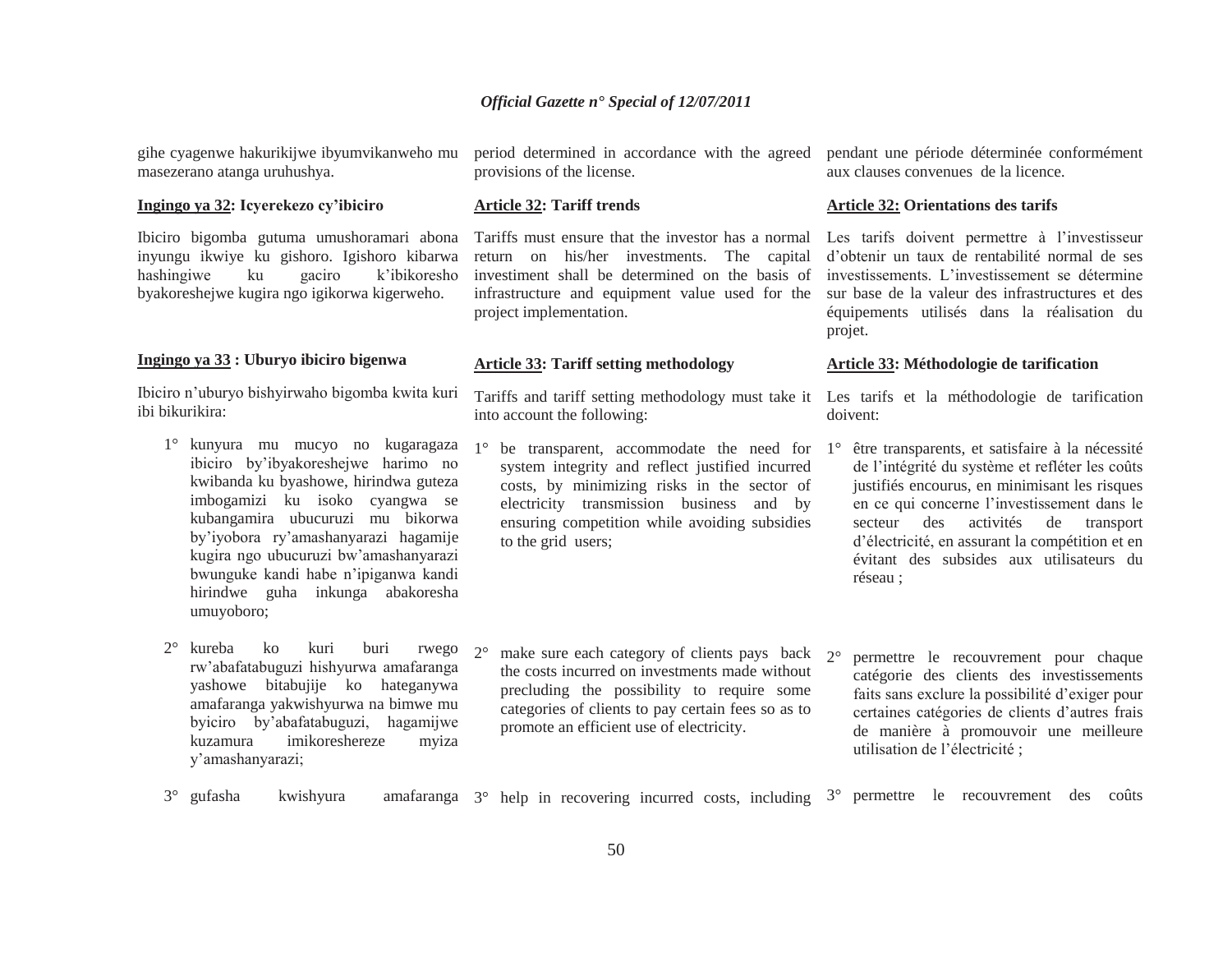gihe cyagenwe hakurikijwe ibyumvikanweho mu masezerano atanga uruhushya.

**Ingingo ya 32: Icyerekezo cy'ibiciro**

Ibiciro bigomba gutuma umushoramari abona inyungu ikwiye ku gishoro. Igishoro kibarwa hashingiwe ku gaciro k'ibikoresho byakoreshejwe kugira ngo igikorwa kigerweho.

**Ingingo ya 33 : Uburyo ibiciro bigenwa**

Ibiciro n'uburyo bishyirwaho bigomba kwita kuri ibi bikurikira:

1° kunyura mu mucyo no kugaragaza ibiciro by'ibyakoreshejwe harimo no kwibanda ku byashowe, hirindwa guteza imbogamizi ku isoko cyangwa se kubangamira ubucuruzi mu bikorwa by'iyobora ry'amashanyarazi hagamije kugira ngo ubucuruzi bw'amashanyarazi bwunguke kandi habe n'ipiganwa kandi hirindwe guha inkunga abakoresha umuyoboro;

2° kureba ko kuri buri rwego rw'abafatabuguzi hishyurwa amafaranga yashowe bitabujije ko hateganywa amafaranga yakwishyurwa na bimwe mu byiciro by'abafatabuguzi, hagamijwe kuzamura imikoreshereze myiza y'amashanyarazi;

3° gufasha kwishyura amafaranga

period determined in accordance with the agreed provisions of the license.

**Article 32: Tariff trends**

Tariffs must ensure that the investor has a normal return on his/her investments. The capital investiment shall be determined on the basis of infrastructure and equipment value used for the project implementation.

**Article 33: Tariff setting methodology**

Tariffs and tariff setting methodology must take it into account the following:

1° be transparent, accommodate the need for system integrity and reflect justified incurred costs, by minimizing risks in the sector of electricity transmission business and by ensuring competition while avoiding subsidies to the grid users;

2° make sure each category of clients pays back the costs incurred on investments made without precluding the possibility to require some categories of clients to pay certain fees so as to promote an efficient use of electricity.

3° help in recovering incurred costs, including

pendant une période déterminée conformément aux clauses convenues de la licence.

**Article 32: Orientations des tarifs**

Les tarifs doivent permettre à l'investisseur d'obtenir un taux de rentabilité normal de ses investissements. L'investissement se détermine sur base de la valeur des infrastructures et des équipements utilisés dans la réalisation du projet.

**Article 33: Méthodologie de tarification**

Les tarifs et la méthodologie de tarification doivent:

1° être transparents, et satisfaire à la nécessité de l'intégrité du système et refléter les coûts justifiés encourus, en minimisant les risques en ce qui concerne l'investissement dans le secteur des activités de transport d'électricité, en assurant la compétition et en évitant des subsides aux utilisateurs du réseau ;

2° permettre le recouvrement pour chaque catégorie des clients des investissements faits sans exclure la possibilité d'exiger pour certaines catégories de clients d'autres frais de manière à promouvoir une meilleure utilisation de l'électricité ;

3° permettre le recouvrement des coûts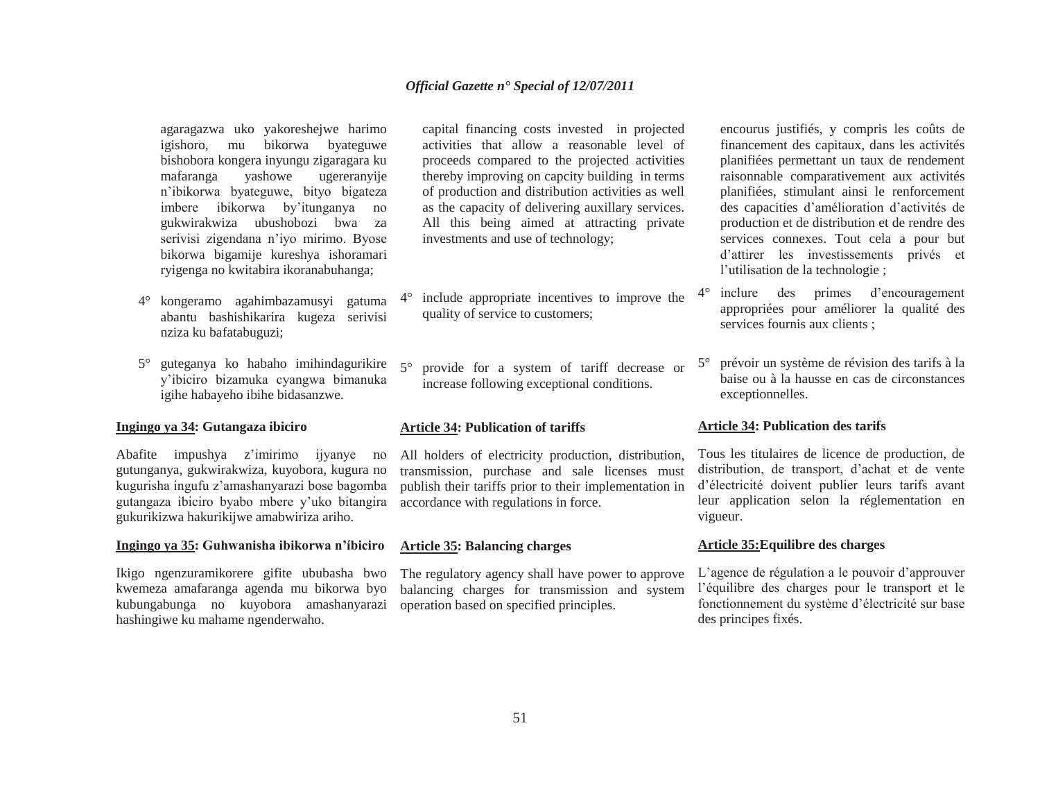agaragazwa uko yakoreshejwe harimo igishoro, mu bikorwa byateguwe bishobora kongera inyungu zigaragara ku mafaranga yashowe ugereranyije n'ibikorwa byateguwe, bityo bigateza imbere ibikorwa by'itunganya no gukwirakwiza ubushobozi bwa za serivisi zigendana n'iyo mirimo. Byose bikorwa bigamije kureshya ishoramari ryigenga no kwitabira ikoranabuhanga;

4° kongeramo agahimbazamusyi gatuma abantu bashishikarira kugeza serivisi nziza ku bafatabuguzi;

5° guteganya ko habaho imihindagurikire y'ibiciro bizamuka cyangwa bimanuka igihe habayeho ibihe bidasanzwe.

**Ingingo ya 34: Gutangaza ibiciro**

Abafite impushya z'imirimo ijyanye no gutunganya, gukwirakwiza, kuyobora, kugura no kugurisha ingufu z'amashanyarazi bose bagomba gutangaza ibiciro byabo mbere y'uko bitangira gukurikizwa hakurikijwe amabwiriza ariho.

**Ingingo ya 35: Guhwanisha ibikorwa n'íbiciro**

Ikigo ngenzuramikorere gifite ububasha bwo kwemeza amafaranga agenda mu bikorwa byo kubungabunga no kuyobora amashanyarazi hashingiwe ku mahame ngenderwaho.

capital financing costs invested in projected activities that allow a reasonable level of proceeds compared to the projected activities thereby improving on capcity building in terms of production and distribution activities as well as the capacity of delivering auxillary services. All this being aimed at attracting private investments and use of technology;

4° include appropriate incentives to improve the quality of service to customers;

5° provide for a system of tariff decrease or increase following exceptional conditions.

**Article 34: Publication of tariffs**

All holders of electricity production, distribution, transmission, purchase and sale licenses must publish their tariffs prior to their implementation in accordance with regulations in force.

**Article 35: Balancing charges**

The regulatory agency shall have power to approve balancing charges for transmission and system operation based on specified principles.

encourus justifiés, y compris les coûts de financement des capitaux, dans les activités planifiées permettant un taux de rendement raisonnable comparativement aux activités planifiées, stimulant ainsi le renforcement des capacities d'amélioration d'activités de production et de distribution et de rendre des services connexes. Tout cela a pour but d'attirer les investissements privés et l'utilisation de la technologie ;

4° inclure des primes d'encouragement appropriées pour améliorer la qualité des services fournis aux clients ;

5° prévoir un système de révision des tarifs à la baise ou à la hausse en cas de circonstances exceptionnelles.

**Article 34: Publication des tarifs**

Tous les titulaires de licence de production, de distribution, de transport, d'achat et de vente d'électricité doivent publier leurs tarifs avant leur application selon la réglementation en vigueur.

**Article 35:Equilibre des charges**

L'agence de régulation a le pouvoir d'approuver l'équilibre des charges pour le transport et le fonctionnement du système d'électricité sur base des principes fixés.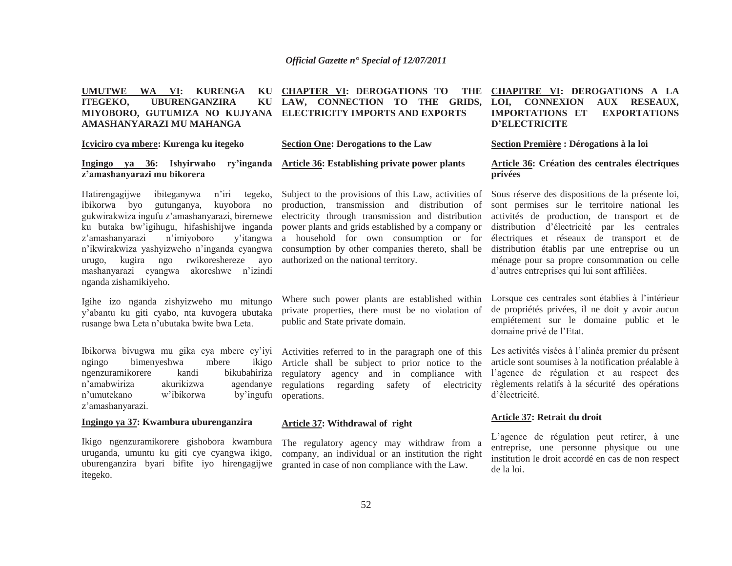**UMUTWE WA VI: KURENGA KU ITEGEKO, UBURENGANZIRA KU MIYOBORO, GUTUMIZA NO KUJYANA AMASHANYARAZI MU MAHANGA**

**Icyiciro cya mbere: Kurenga ku itegeko**

**Ingingo ya 36: Ishyirwaho ry'inganda z'amashanyarazi mu bikorera**

Hatirengagijwe ibiteganywa n'iri tegeko, ibikorwa byo gutunganya, kuyobora no gukwirakwiza ingufu z'amashanyarazi, biremewe ku butaka bw'igihugu, hifashishijwe inganda z'amashanyarazi n'imiyoboro y'itangwa n'ikwirakwiza yashyizweho n'inganda cyangwa urugo, kugira ngo rwikoreshereze ayo mashanyarazi cyangwa akoreshwe n'izindi nganda zishamikiyeho.

Igihe izo nganda zishyizweho mu mitungo y'abantu ku giti cyabo, nta kuvogera ubutaka rusange bwa Leta n'ubutaka bwite bwa Leta.

Ibikorwa bivugwa mu gika cya mbere cy'iyi ngingo bimenyeshwa mbere ikigo ngenzuramikorere kandi bikubahiriza n'amabwiriza akurikizwa agendanye n'umutekano w'ibikorwa by'ingufu z'amashanyarazi.

**Ingingo ya 37: Kwambura uburenganzira**

Ikigo ngenzuramikorere gishobora kwambura uruganda, umuntu ku giti cye cyangwa ikigo, uburenganzira byari bifite iyo hirengagijwe itegeko.

**CHAPTER VI: DEROGATIONS TO THE LAW, CONNECTION TO THE GRIDS, ELECTRICITY IMPORTS AND EXPORTS**

**Section One: Derogations to the Law**

**Article 36: Establishing private power plants**

Subject to the provisions of this Law, activities of production, transmission and distribution of electricity through transmission and distribution power plants and grids established by a company or a household for own consumption or for consumption by other companies thereto, shall be authorized on the national territory.

Where such power plants are established within private properties, there must be no violation of public and State private domain.

Activities referred to in the paragraph one of this Article shall be subject to prior notice to the regulatory agency and in compliance with regulations regarding safety of electricity operations.

**Article 37: Withdrawal of right**

The regulatory agency may withdraw from a company, an individual or an institution the right granted in case of non compliance with the Law.

**CHAPITRE VI: DEROGATIONS A LA LOI, CONNEXION AUX RESEAUX, IMPORTATIONS ET EXPORTATIONS D'ELECTRICITE**

**Section Première : Dérogations à la loi**

**Article 36: Création des centrales électriques privées**

Sous réserve des dispositions de la présente loi, sont permises sur le territoire national les activités de production, de transport et de distribution d'électricité par les centrales électriques et réseaux de transport et de distribution établis par une entreprise ou un ménage pour sa propre consommation ou celle d'autres entreprises qui lui sont affiliées.

Lorsque ces centrales sont établies à l'intérieur de propriétés privées, il ne doit y avoir aucun empiétement sur le domaine public et le domaine privé de l'Etat.

Les activités visées à l'alinéa premier du présent article sont soumises à la notification préalable à l'agence de régulation et au respect des règlements relatifs à la sécurité des opérations d'électricité.

**Article 37: Retrait du droit**

L'agence de régulation peut retirer, à une entreprise, une personne physique ou une institution le droit accordé en cas de non respect de la loi.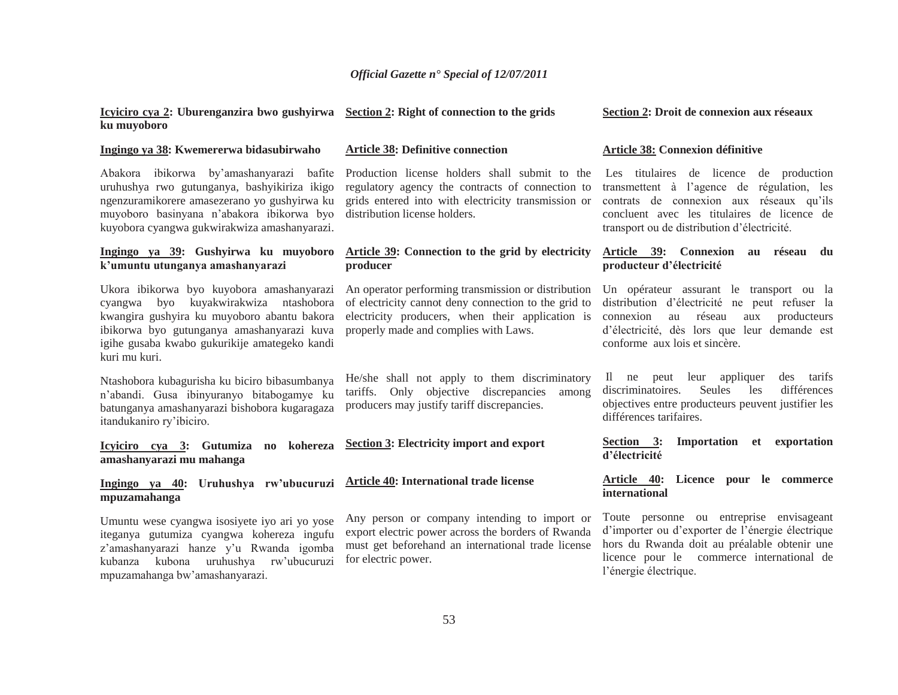**Icyiciro cya 2: Uburenganzira bwo gushyirwa ku muyoboro**

**Ingingo ya 38: Kwemererwa bidasubirwaho**

Abakora ibikorwa by'amashanyarazi bafite uruhushya rwo gutunganya, bashyikiriza ikigo ngenzuramikorere amasezerano yo gushyirwa ku muyoboro basinyana n'abakora ibikorwa byo kuyobora cyangwa gukwirakwiza amashanyarazi.

**Ingingo ya 39: Gushyirwa ku muyoboro k'umuntu utunganya amashanyarazi**

Ukora ibikorwa byo kuyobora amashanyarazi cyangwa byo kuyakwirakwiza ntashobora kwangira gushyira ku muyoboro abantu bakora ibikorwa byo gutunganya amashanyarazi kuva igihe gusaba kwabo gukurikije amategeko kandi kuri mu kuri.

Ntashobora kubagurisha ku biciro bibasumbanya n'abandi. Gusa ibinyuranyo bitabogamye ku batunganya amashanyarazi bishobora kugaragaza itandukaniro ry'ibiciro.

**Icyiciro cya 3: Gutumiza no kohereza amashanyarazi mu mahanga**

**Ingingo ya 40: Uruhushya rw'ubucuruzi mpuzamahanga**

Umuntu wese cyangwa isosiyete iyo ari yo yose iteganya gutumiza cyangwa kohereza ingufu z'amashanyarazi hanze y'u Rwanda igomba kubanza kubona uruhushya rw'ubucuruzi mpuzamahanga bw'amashanyarazi.

**Section 2: Right of connection to the grids**

**Article 38: Definitive connection**

Production license holders shall submit to the regulatory agency the contracts of connection to grids entered into with electricity transmission or distribution license holders.

**Article 39: Connection to the grid by electricity producer**

An operator performing transmission or distribution of electricity cannot deny connection to the grid to electricity producers, when their application is properly made and complies with Laws.

He/she shall not apply to them discriminatory tariffs. Only objective discrepancies among producers may justify tariff discrepancies.

**Section 3: Electricity import and export**

**Article 40: International trade license**

Any person or company intending to import or export electric power across the borders of Rwanda must get beforehand an international trade license for electric power.

**Section 2: Droit de connexion aux réseaux**

**Article 38: Connexion définitive**

Les titulaires de licence de production transmettent à l'agence de régulation, les contrats de connexion aux réseaux qu'ils concluent avec les titulaires de licence de transport ou de distribution d'électricité.

**Article 39: Connexion au réseau du producteur d'électricité**

Un opérateur assurant le transport ou la distribution d'électricité ne peut refuser la connexion au réseau aux producteurs d'électricité, dès lors que leur demande est conforme aux lois et sincère.

Il ne peut leur appliquer des tarifs discriminatoires. Seules les différences objectives entre producteurs peuvent justifier les différences tarifaires.

**Section 3: Importation et exportation d'électricité**

**Article 40: Licence pour le commerce international**

Toute personne ou entreprise envisageant d'importer ou d'exporter de l'énergie électrique hors du Rwanda doit au préalable obtenir une licence pour le commerce international de l'énergie électrique.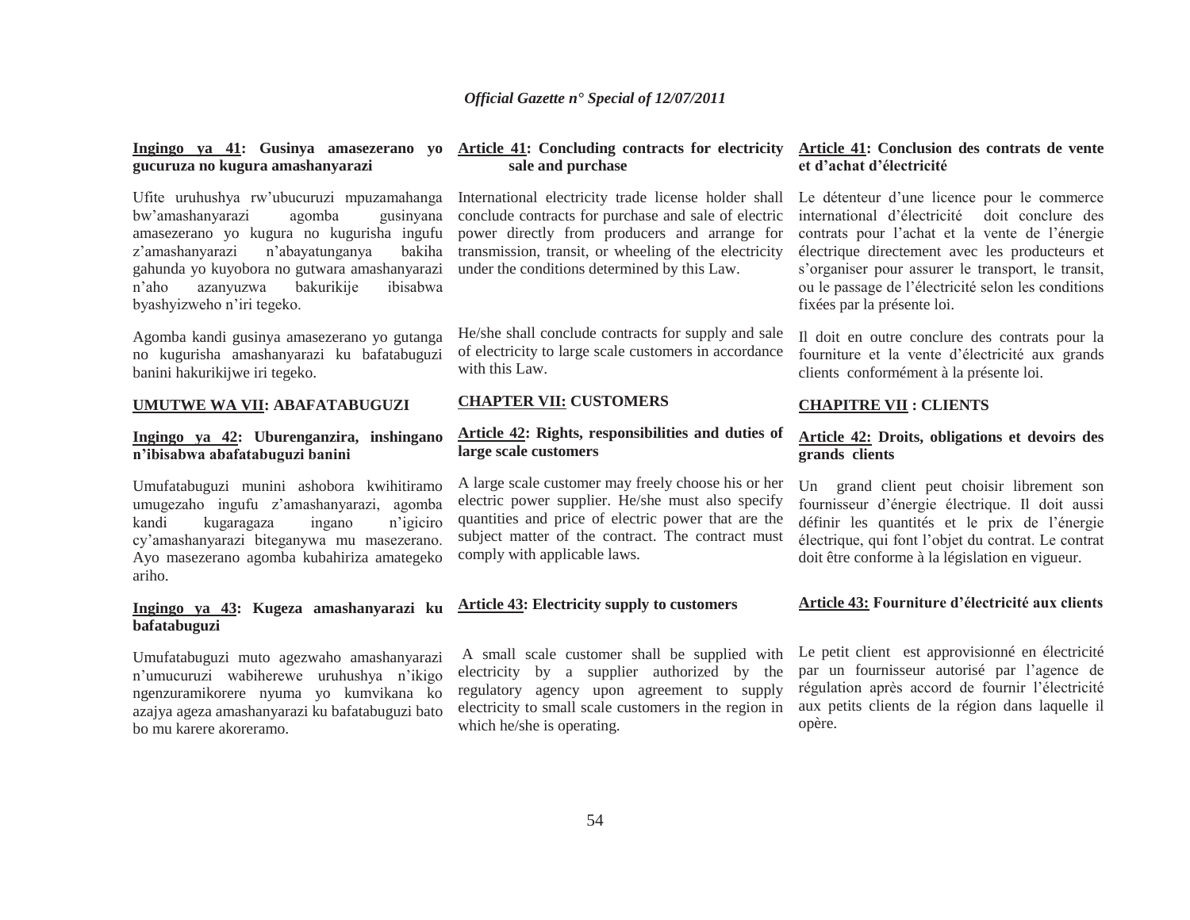**Ingingo ya 41: Gusinya amasezerano yo gucuruza no kugura amashanyarazi**

Ufite uruhushya rw'ubucuruzi mpuzamahanga bw'amashanyarazi agomba gusinyana amasezerano yo kugura no kugurisha ingufu z'amashanyarazi n'abayatunganya bakiha gahunda yo kuyobora no gutwara amashanyarazi n'aho azanyuzwa bakurikije ibisabwa byashyizweho n'iri tegeko.

Agomba kandi gusinya amasezerano yo gutanga no kugurisha amashanyarazi ku bafatabuguzi banini hakurikijwe iri tegeko.

**UMUTWE WA VII: ABAFATABUGUZI**

**Ingingo ya 42: Uburenganzira, inshingano n'ibisabwa abafatabuguzi banini**

Umufatabuguzi munini ashobora kwihitiramo umugezaho ingufu z'amashanyarazi, agomba kandi kugaragaza ingano n'igiciro cy'amashanyarazi biteganywa mu masezerano. Ayo masezerano agomba kubahiriza amategeko ariho.

**Ingingo ya 43: Kugeza amashanyarazi ku bafatabuguzi**

Umufatabuguzi muto agezwaho amashanyarazi n'umucuruzi wabiherewe uruhushya n'ikigo ngenzuramikorere nyuma yo kumvikana ko azajya ageza amashanyarazi ku bafatabuguzi bato bo mu karere akoreramo.

**Article 41: Concluding contracts for electricity sale and purchase**

International electricity trade license holder shall conclude contracts for purchase and sale of electric power directly from producers and arrange for transmission, transit, or wheeling of the electricity under the conditions determined by this Law.

He/she shall conclude contracts for supply and sale of electricity to large scale customers in accordance with this Law.

**CHAPTER VII: CUSTOMERS**

**Article 42: Rights, responsibilities and duties of large scale customers**

A large scale customer may freely choose his or her electric power supplier. He/she must also specify quantities and price of electric power that are the subject matter of the contract. The contract must comply with applicable laws.

**Article 43: Electricity supply to customers**

A small scale customer shall be supplied with electricity by a supplier authorized by the regulatory agency upon agreement to supply electricity to small scale customers in the region in which he/she is operating.

**Article 41: Conclusion des contrats de vente et d'achat d'électricité**

Le détenteur d'une licence pour le commerce international d'électricité doit conclure des contrats pour l'achat et la vente de l'énergie électrique directement avec les producteurs et s'organiser pour assurer le transport, le transit, ou le passage de l'électricité selon les conditions fixées par la présente loi.

Il doit en outre conclure des contrats pour la fourniture et la vente d'électricité aux grands clients conformément à la présente loi.

**CHAPITRE VII : CLIENTS**

**Article 42: Droits, obligations et devoirs des grands clients**

Un grand client peut choisir librement son fournisseur d'énergie électrique. Il doit aussi définir les quantités et le prix de l'énergie électrique, qui font l'objet du contrat. Le contrat doit être conforme à la législation en vigueur.

**Article 43: Fourniture d'électricité aux clients**

Le petit client est approvisionné en électricité par un fournisseur autorisé par l'agence de régulation après accord de fournir l'électricité aux petits clients de la région dans laquelle il opère.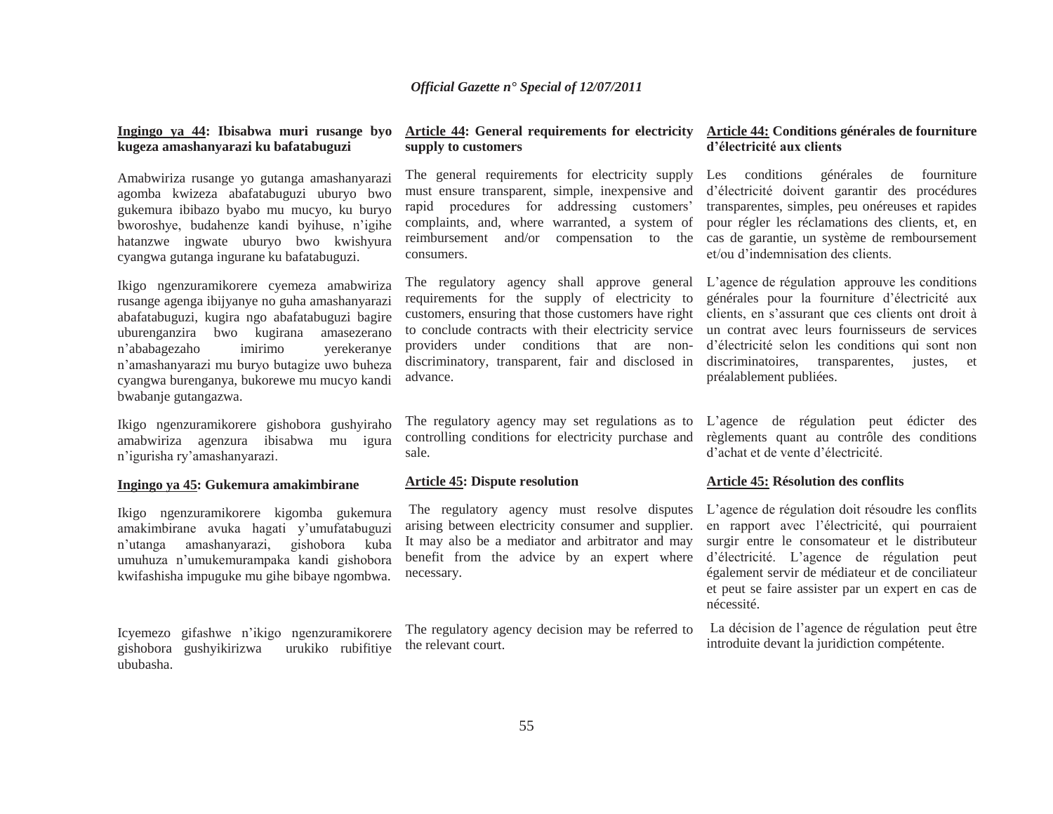**Ingingo ya 44: Ibisabwa muri rusange byo kugeza amashanyarazi ku bafatabuguzi**

Amabwiriza rusange yo gutanga amashanyarazi agomba kwizeza abafatabuguzi uburyo bwo gukemura ibibazo byabo mu mucyo, ku buryo bworoshye, budahenze kandi byihuse, n'igihe hatanzwe ingwate uburyo bwo kwishyura cyangwa gutanga ingurane ku bafatabuguzi.

Ikigo ngenzuramikorere cyemeza amabwiriza rusange agenga ibijyanye no guha amashanyarazi abafatabuguzi, kugira ngo abafatabuguzi bagire uburenganzira bwo kugirana amasezerano n'ababagezaho imirimo yerekeranye n'amashanyarazi mu buryo butagize uwo buheza cyangwa burenganya, bukorewe mu mucyo kandi bwabanje gutangazwa.

Ikigo ngenzuramikorere gishobora gushyiraho amabwiriza agenzura ibisabwa mu igura n'igurisha ry'amashanyarazi.

**Ingingo ya 45: Gukemura amakimbirane**

Ikigo ngenzuramikorere kigomba gukemura amakimbirane avuka hagati y'umufatabuguzi n'utanga amashanyarazi, gishobora kuba umuhuza n'umukemurampaka kandi gishobora kwifashisha impuguke mu gihe bibaye ngombwa.

Icyemezo gifashwe n'ikigo ngenzuramikorere gishobora gushyikirizwa urukiko rubifitiye ububasha.

**Article 44: General requirements for electricity supply to customers**

The general requirements for electricity supply must ensure transparent, simple, inexpensive and rapid procedures for addressing customers' complaints, and, where warranted, a system of reimbursement and/or compensation to the consumers.

The regulatory agency shall approve general requirements for the supply of electricity to customers, ensuring that those customers have right to conclude contracts with their electricity service providers under conditions that are non-discriminatory, transparent, fair and disclosed in advance.

The regulatory agency may set regulations as to controlling conditions for electricity purchase and sale.

**Article 45: Dispute resolution**

The regulatory agency must resolve disputes arising between electricity consumer and supplier. It may also be a mediator and arbitrator and may benefit from the advice by an expert where necessary.

The regulatory agency decision may be referred to the relevant court.

**Article 44: Conditions générales de fourniture d'électricité aux clients**

Les conditions générales de fourniture d'électricité doivent garantir des procédures transparentes, simples, peu onéreuses et rapides pour régler les réclamations des clients, et, en cas de garantie, un système de remboursement et/ou d'indemnisation des clients.

L'agence de régulation approuve les conditions générales pour la fourniture d'électricité aux clients, en s'assurant que ces clients ont droit à un contrat avec leurs fournisseurs de services d'électricité selon les conditions qui sont non discriminatoires, transparentes, justes, et préalablement publiées.

L'agence de régulation peut édicter des règlements quant au contrôle des conditions d'achat et de vente d'électricité.

**Article 45: Résolution des conflits**

L'agence de régulation doit résoudre les conflits en rapport avec l'électricité, qui pourraient surgir entre le consomateur et le distributeur d'électricité. L'agence de régulation peut également servir de médiateur et de conciliateur et peut se faire assister par un expert en cas de nécessité.

La décision de l'agence de régulation peut être introduite devant la juridiction compétente.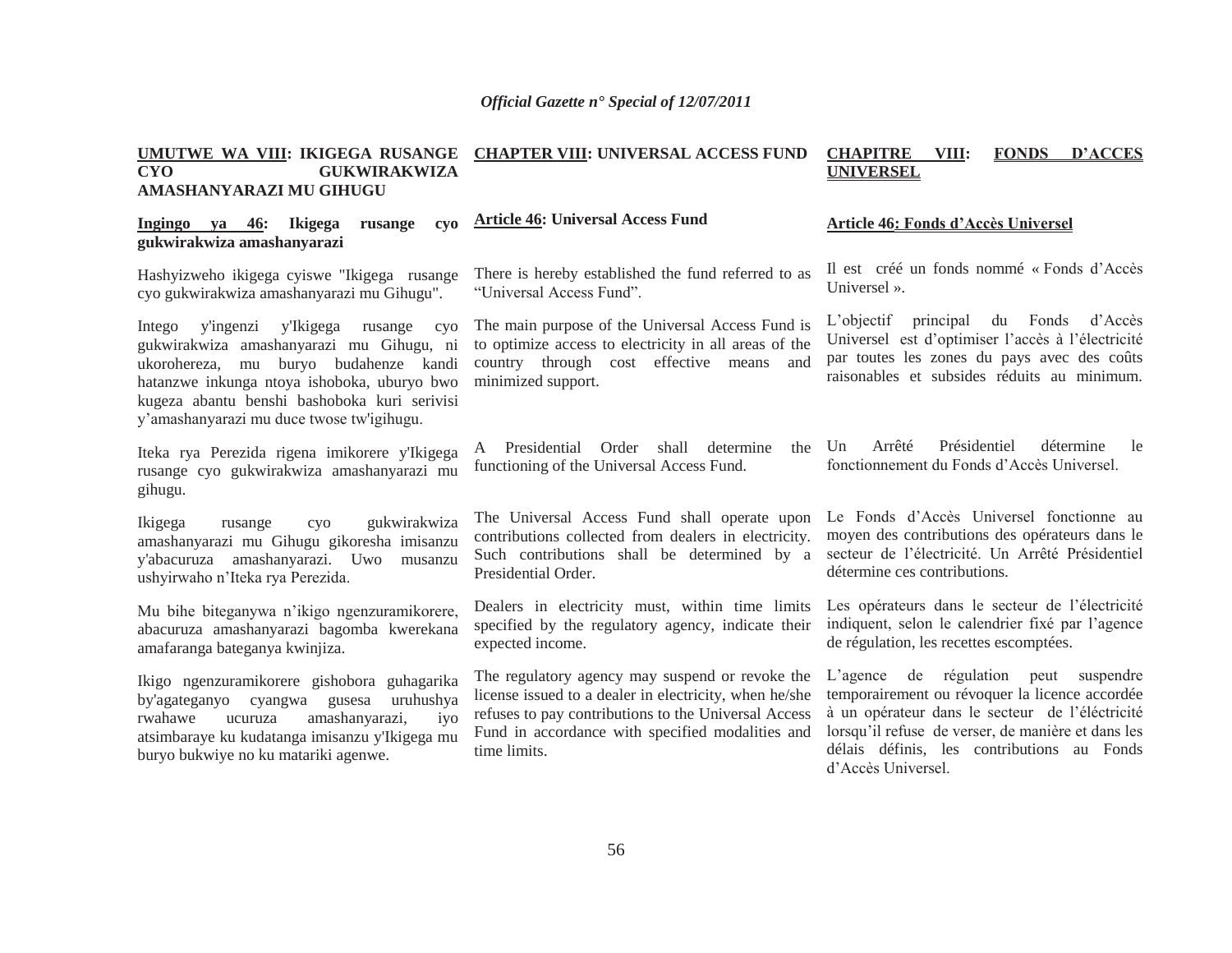**UMUTWE WA VIII: IKIGEGA RUSANGE CYO GUKWIRAKWIZA AMASHANYARAZI MU GIHUGU**

**Ingingo ya 46: Ikigega rusange cyo gukwirakwiza amashanyarazi**

Hashyizweho ikigega cyiswe "Ikigega rusange cyo gukwirakwiza amashanyarazi mu Gihugu".

Intego y'ingenzi y'Ikigega rusange cyo gukwirakwiza amashanyarazi mu Gihugu, ni ukorohereza, mu buryo budahenze kandi hatanzwe inkunga ntoya ishoboka, uburyo bwo kugeza abantu benshi bashoboka kuri serivisi y'amashanyarazi mu duce twose tw'igihugu.

Iteka rya Perezida rigena imikorere y'Ikigega rusange cyo gukwirakwiza amashanyarazi mu gihugu.

Ikigega rusange cyo gukwirakwiza amashanyarazi mu Gihugu gikoresha imisanzu y'abacuruza amashanyarazi. Uwo musanzu ushyirwaho n'Iteka rya Perezida.

Mu bihe biteganywa n'ikigo ngenzuramikorere, abacuruza amashanyarazi bagomba kwerekana amafaranga bateganya kwinjiza.

Ikigo ngenzuramikorere gishobora guhagarika by'agateganyo cyangwa gusesa uruhushya rwahawe ucuruza amashanyarazi, iyo atsimbaraye ku kudatanga imisanzu y'Ikigega mu buryo bukwiye no ku matariki agenwe.

**CHAPTER VIII: UNIVERSAL ACCESS FUND**

**Article 46: Universal Access Fund**

There is hereby established the fund referred to as "Universal Access Fund".

The main purpose of the Universal Access Fund is to optimize access to electricity in all areas of the country through cost effective means and minimized support.

A Presidential Order shall determine the functioning of the Universal Access Fund.

The Universal Access Fund shall operate upon contributions collected from dealers in electricity. Such contributions shall be determined by a Presidential Order.

Dealers in electricity must, within time limits specified by the regulatory agency, indicate their expected income.

The regulatory agency may suspend or revoke the license issued to a dealer in electricity, when he/she refuses to pay contributions to the Universal Access Fund in accordance with specified modalities and time limits.

**CHAPITRE VIII: FONDS D'ACCES UNIVERSEL**

**Article 46: Fonds d'Accès Universel**

Il est créé un fonds nommé « Fonds d'Accès Universel ».

L'objectif principal du Fonds d'Accès Universel est d'optimiser l'accès à l'électricité par toutes les zones du pays avec des coûts raisonables et subsides réduits au minimum.

Un Arrêté Présidentiel détermine le fonctionnement du Fonds d'Accès Universel.

Le Fonds d'Accès Universel fonctionne au moyen des contributions des opérateurs dans le secteur de l'électricité. Un Arrêté Présidentiel détermine ces contributions.

Les opérateurs dans le secteur de l'électricité indiquent, selon le calendrier fixé par l'agence de régulation, les recettes escomptées.

L'agence de régulation peut suspendre temporairement ou révoquer la licence accordée à un opérateur dans le secteur de l'éléctricité lorsqu'il refuse de verser, de manière et dans les délais définis, les contributions au Fonds d'Accès Universel.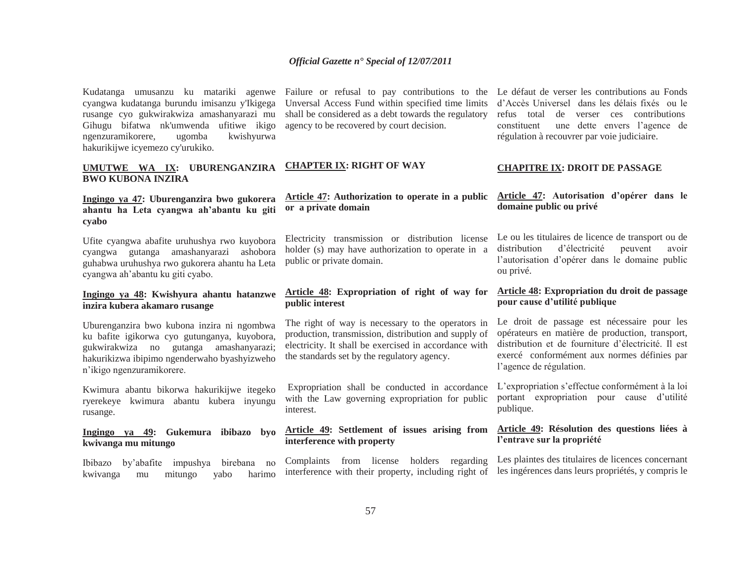Kudatanga umusanzu ku matariki agenwe cyangwa kudatanga burundu imisanzu y'Ikigega rusange cyo gukwirakwiza amashanyarazi mu Gihugu bifatwa nk'umwenda ufitiwe ikigo ngenzuramikorere, ugomba kwishyurwa hakurikijwe icyemezo cy'urukiko.

**UMUTWE WA IX: UBURENGANZIRA BWO KUBONA INZIRA**

**Ingingo ya 47: Uburenganzira bwo gukorera ahantu ha Leta cyangwa ah'abantu ku giti cyabo**

Ufite cyangwa abafite uruhushya rwo kuyobora cyangwa gutanga amashanyarazi ashobora guhabwa uruhushya rwo gukorera ahantu ha Leta cyangwa ah'abantu ku giti cyabo.

**Ingingo ya 48: Kwishyura ahantu hatanzwe inzira kubera akamaro rusange**

Uburenganzira bwo kubona inzira ni ngombwa ku bafite igikorwa cyo gutunganya, kuyobora, gukwirakwiza no gutanga amashanyarazi; hakurikizwa ibipimo ngenderwaho byashyizweho n'ikigo ngenzuramikorere.

Kwimura abantu bikorwa hakurikijwe itegeko ryerekeye kwimura abantu kubera inyungu rusange.

**Ingingo ya 49: Gukemura ibibazo byo kwivanga mu mitungo**

Ibibazo by'abafite impushya birebana no kwivanga mu mitungo yabo harimo

Failure or refusal to pay contributions to the Unversal Access Fund within specified time limits shall be considered as a debt towards the regulatory agency to be recovered by court decision.

**CHAPTER IX: RIGHT OF WAY**

**Article 47: Authorization to operate in a public or a private domain**

Electricity transmission or distribution license holder (s) may have authorization to operate in a public or private domain.

**Article 48: Expropriation of right of way for public interest**

The right of way is necessary to the operators in production, transmission, distribution and supply of electricity. It shall be exercised in accordance with the standards set by the regulatory agency.

Expropriation shall be conducted in accordance with the Law governing expropriation for public interest.

**Article 49: Settlement of issues arising from interference with property**

Complaints from license holders regarding interference with their property, including right of

Le défaut de verser les contributions au Fonds d'Accès Universel dans les délais fixés ou le refus total de verser ces contributions constituent une dette envers l'agence de régulation à recouvrer par voie judiciaire.

**CHAPITRE IX: DROIT DE PASSAGE**

**Article 47: Autorisation d'opérer dans le domaine public ou privé**

Le ou les titulaires de licence de transport ou de distribution d'électricité peuvent avoir l'autorisation d'opérer dans le domaine public ou privé.

**Article 48: Expropriation du droit de passage pour cause d'utilité publique**

Le droit de passage est nécessaire pour les opérateurs en matière de production, transport, distribution et de fourniture d'électricité. Il est exercé conformément aux normes définies par l'agence de régulation.

L'expropriation s'effectue conformément à la loi portant expropriation pour cause d'utilité publique.

**Article 49: Résolution des questions liées à l'entrave sur la propriété**

Les plaintes des titulaires de licences concernant les ingérences dans leurs propriétés, y compris le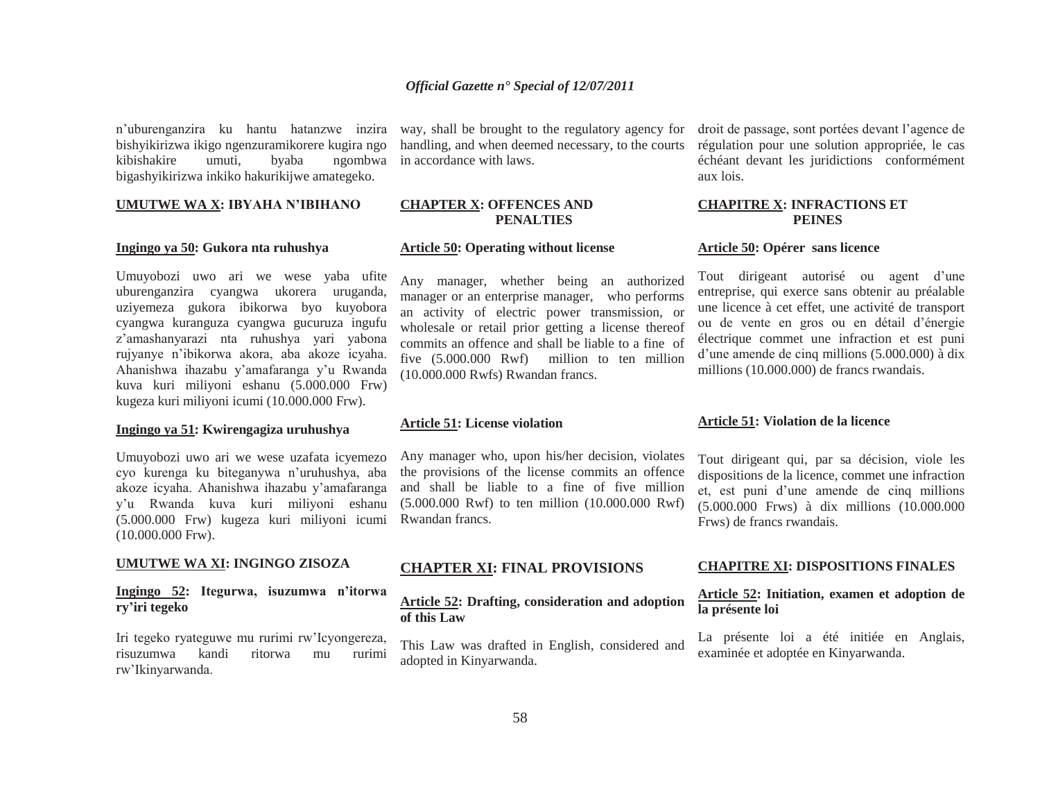n'uburenganzira ku hantu hatanzwe inzira bishyikirizwa ikigo ngenzuramikorere kugira ngo kibishakire umuti, byaba ngombwa bigashyikirizwa inkiko hakurikijwe amategeko.

## UMUTWE WA X: IBYAHA N'IBIHANO

### Ingingo ya 50: Gukora nta ruhushya

Umuyobozi uwo ari we wese yaba ufite uburenganzira cyangwa ukorera uruganda, uziyemeza gukora ibikorwa byo kuyobora cyangwa kuranguza cyangwa gucuruza ingufu z'amashanyarazi nta ruhushya yari yabona rujyanye n'ibikorwa akora, aba akoze icyaha. Ahanishwa ihazabu y'amafaranga y'u Rwanda kuva kuri miliyoni eshanu (5.000.000 Frw) kugeza kuri miliyoni icumi (10.000.000 Frw).

### Ingingo ya 51: Kwirengagiza uruhushya

Umuyobozi uwo ari we wese uzafata icyemezo cyo kurenga ku biteganywa n'uruhushya, aba akoze icyaha. Ahanishwa ihazabu y'amafaranga y'u Rwanda kuva kuri miliyoni eshanu (5.000.000 Frw) kugeza kuri miliyoni icumi (10.000.000 Frw).

## UMUTWE WA XI: INGINGO ZISOZA

### Ingingo 52: Itegurwa, isuzumwa n'itorwa ry'iri tegeko

Iri tegeko ryateguwe mu rurimi rw'Icyongereza, risuzumwa kandi ritorwa mu rurimi rw'Ikinyarwanda.

way, shall be brought to the regulatory agency for handling, and when deemed necessary, to the courts in accordance with laws.

## CHAPTER X: OFFENCES AND PENALTIES

### Article 50: Operating without license

Any manager, whether being an authorized manager or an enterprise manager, who performs an activity of electric power transmission, or wholesale or retail prior getting a license thereof commits an offence and shall be liable to a fine of five (5.000.000 Rwf) million to ten million (10.000.000 Rwfs) Rwandan francs.

### Article 51: License violation

Any manager who, upon his/her decision, violates the provisions of the license commits an offence and shall be liable to a fine of five million (5.000.000 Rwf) to ten million (10.000.000 Rwf) Rwandan francs.

## CHAPTER XI: FINAL PROVISIONS

### Article 52: Drafting, consideration and adoption of this Law

This Law was drafted in English, considered and adopted in Kinyarwanda.

droit de passage, sont portées devant l'agence de régulation pour une solution appropriée, le cas échéant devant les juridictions conformément aux lois.

## CHAPITRE X: INFRACTIONS ET PEINES

### Article 50: Opérer sans licence

Tout dirigeant autorisé ou agent d'une entreprise, qui exerce sans obtenir au préalable une licence à cet effet, une activité de transport ou de vente en gros ou en détail d'énergie électrique commet une infraction et est puni d'une amende de cinq millions (5.000.000) à dix millions (10.000.000) de francs rwandais.

### Article 51: Violation de la licence

Tout dirigeant qui, par sa décision, viole les dispositions de la licence, commet une infraction et, est puni d'une amende de cinq millions (5.000.000 Frws) à dix millions (10.000.000 Frws) de francs rwandais.

## CHAPITRE XI: DISPOSITIONS FINALES

### Article 52: Initiation, examen et adoption de la présente loi

La présente loi a été initiée en Anglais, examinée et adoptée en Kinyarwanda.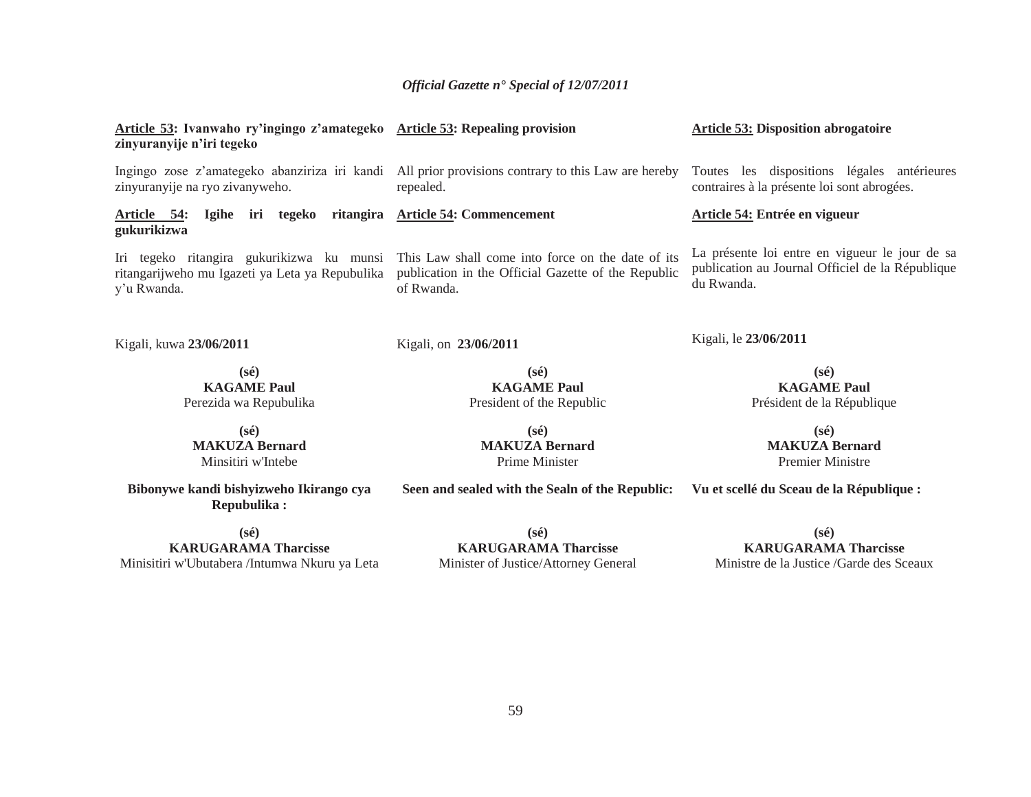**Article 53: Ivanwaho ry'ingingo z'amategeko zinyuranyije n'iri tegeko**

Ingingo zose z'amategeko abanziriza iri kandi zinyuranyije na ryo zivanyweho.

**Article 54: Igihe iri tegeko ritangira gukurikizwa**

Iri tegeko ritangira gukurikizwa ku munsi ritangarijweho mu Igazeti ya Leta ya Repubulika y'u Rwanda.

Kigali, kuwa **23/06/2011**

**(sé)**
**KAGAME Paul**
Perezida wa Repubulika

**(sé)**
**MAKUZA Bernard**
Minsitiri w'Intebe

**Bibonywe kandi bishyizweho Ikirango cya Repubulika :**

**(sé)**
**KARUGARAMA Tharcisse**
Minisitiri w'Ubutabera /Intumwa Nkuru ya Leta

**Article 53: Repealing provision**

All prior provisions contrary to this Law are hereby repealed.

**Article 54: Commencement**

This Law shall come into force on the date of its publication in the Official Gazette of the Republic of Rwanda.

Kigali, on **23/06/2011**

**(sé)**
**KAGAME Paul**
President of the Republic

**(sé)**
**MAKUZA Bernard**
Prime Minister

**Seen and sealed with the Sealn of the Republic:**

**(sé)**
**KARUGARAMA Tharcisse**
Minister of Justice/Attorney General

**Article 53: Disposition abrogatoire**

Toutes les dispositions légales antérieures contraires à la présente loi sont abrogées.

**Article 54: Entrée en vigueur**

La présente loi entre en vigueur le jour de sa publication au Journal Officiel de la République du Rwanda.

Kigali, le **23/06/2011**

**(sé)**
**KAGAME Paul**
Président de la République

**(sé)**
**MAKUZA Bernard**
Premier Ministre

**Vu et scellé du Sceau de la République :**

**(sé)**
**KARUGARAMA Tharcisse**
Ministre de la Justice /Garde des Sceaux